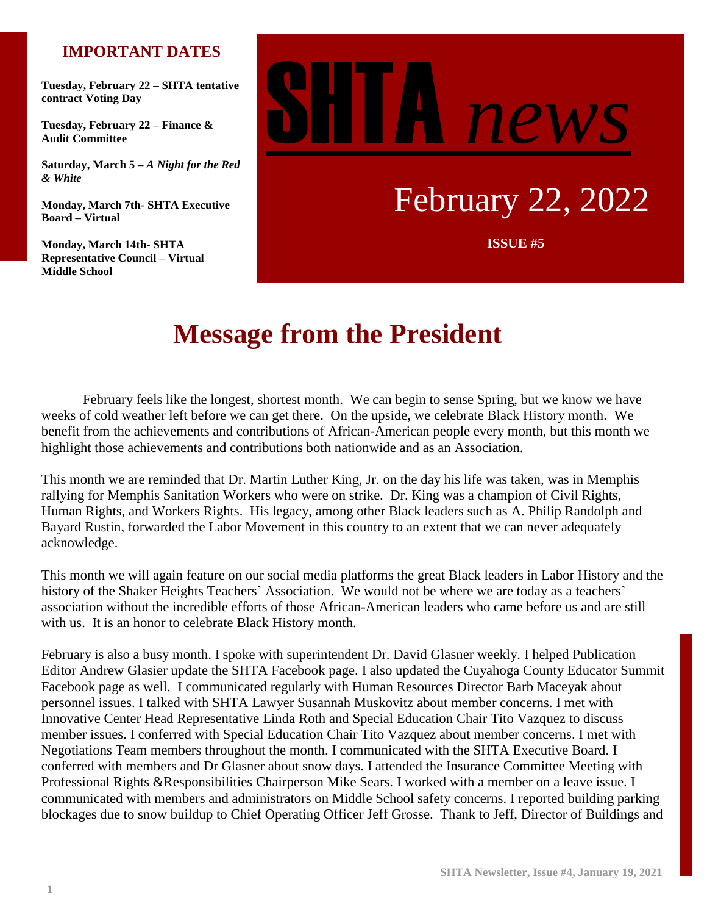## IMPORTANT DATES

**Tuesday, February 22 – SHTA tentative contract Voting Day**

**Tuesday, February 22 – Finance & Audit Committee**

**Saturday, March 5 – *A Night for the Red & White***

**Monday, March 7th- SHTA Executive Board – Virtual**

**Monday, March 14th- SHTA Representative Council – Virtual Middle School**

# SHTA *news*

February 22, 2022

**ISSUE #5**

# Message from the President

February feels like the longest, shortest month. We can begin to sense Spring, but we know we have weeks of cold weather left before we can get there. On the upside, we celebrate Black History month. We benefit from the achievements and contributions of African-American people every month, but this month we highlight those achievements and contributions both nationwide and as an Association.

This month we are reminded that Dr. Martin Luther King, Jr. on the day his life was taken, was in Memphis rallying for Memphis Sanitation Workers who were on strike. Dr. King was a champion of Civil Rights, Human Rights, and Workers Rights. His legacy, among other Black leaders such as A. Philip Randolph and Bayard Rustin, forwarded the Labor Movement in this country to an extent that we can never adequately acknowledge.

This month we will again feature on our social media platforms the great Black leaders in Labor History and the history of the Shaker Heights Teachers' Association. We would not be where we are today as a teachers' association without the incredible efforts of those African-American leaders who came before us and are still with us. It is an honor to celebrate Black History month.

February is also a busy month. I spoke with superintendent Dr. David Glasner weekly. I helped Publication Editor Andrew Glasier update the SHTA Facebook page. I also updated the Cuyahoga County Educator Summit Facebook page as well. I communicated regularly with Human Resources Director Barb Maceyak about personnel issues. I talked with SHTA Lawyer Susannah Muskovitz about member concerns. I met with Innovative Center Head Representative Linda Roth and Special Education Chair Tito Vazquez to discuss member issues. I conferred with Special Education Chair Tito Vazquez about member concerns. I met with Negotiations Team members throughout the month. I communicated with the SHTA Executive Board. I conferred with members and Dr Glasner about snow days. I attended the Insurance Committee Meeting with Professional Rights &Responsibilities Chairperson Mike Sears. I worked with a member on a leave issue. I communicated with members and administrators on Middle School safety concerns. I reported building parking blockages due to snow buildup to Chief Operating Officer Jeff Grosse. Thank to Jeff, Director of Buildings and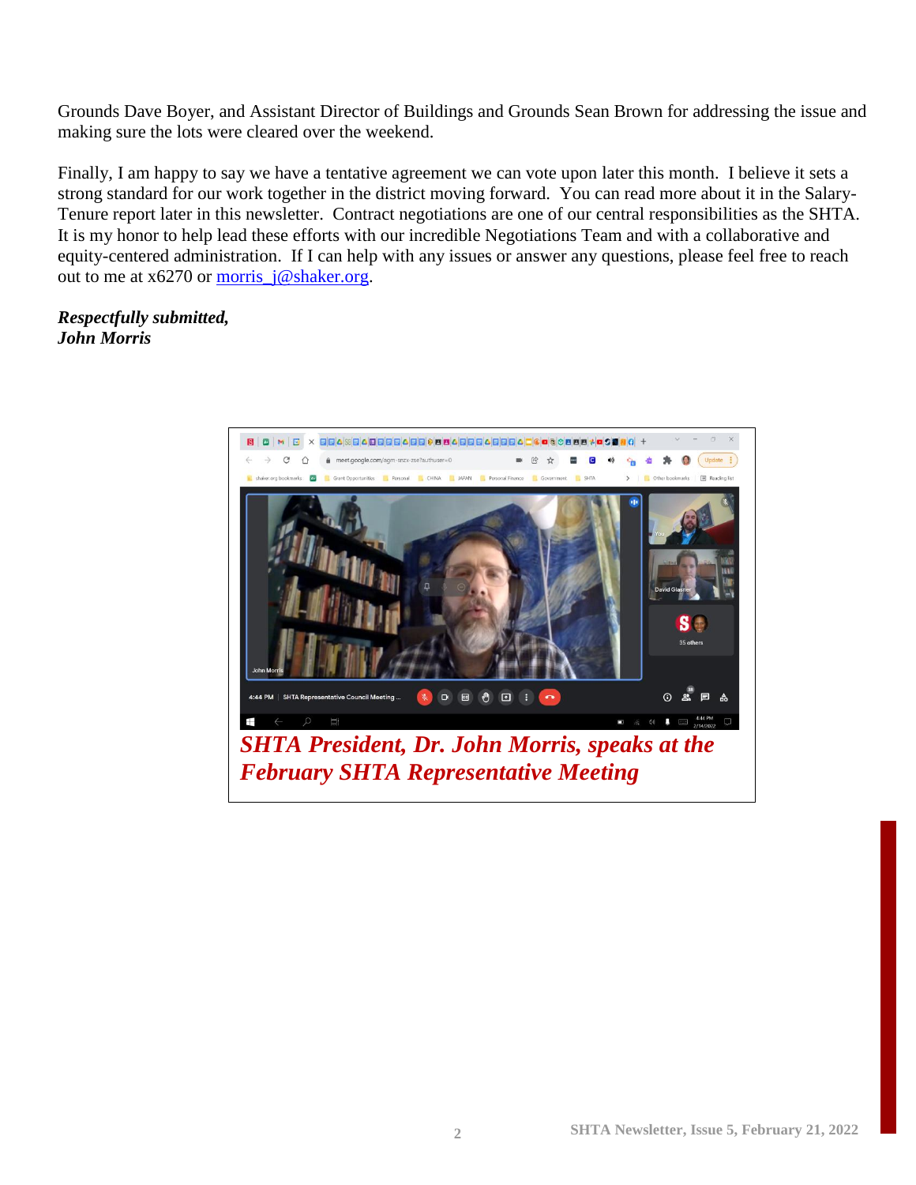Grounds Dave Boyer, and Assistant Director of Buildings and Grounds Sean Brown for addressing the issue and making sure the lots were cleared over the weekend.

Finally, I am happy to say we have a tentative agreement we can vote upon later this month. I believe it sets a strong standard for our work together in the district moving forward. You can read more about it in the Salary-Tenure report later in this newsletter. Contract negotiations are one of our central responsibilities as the SHTA. It is my honor to help lead these efforts with our incredible Negotiations Team and with a collaborative and equity-centered administration. If I can help with any issues or answer any questions, please feel free to reach out to me at x6270 or morris_j@shaker.org.

***Respectfully submitted,***
***John Morris***

*SHTA President, Dr. John Morris, speaks at the February SHTA Representative Meeting*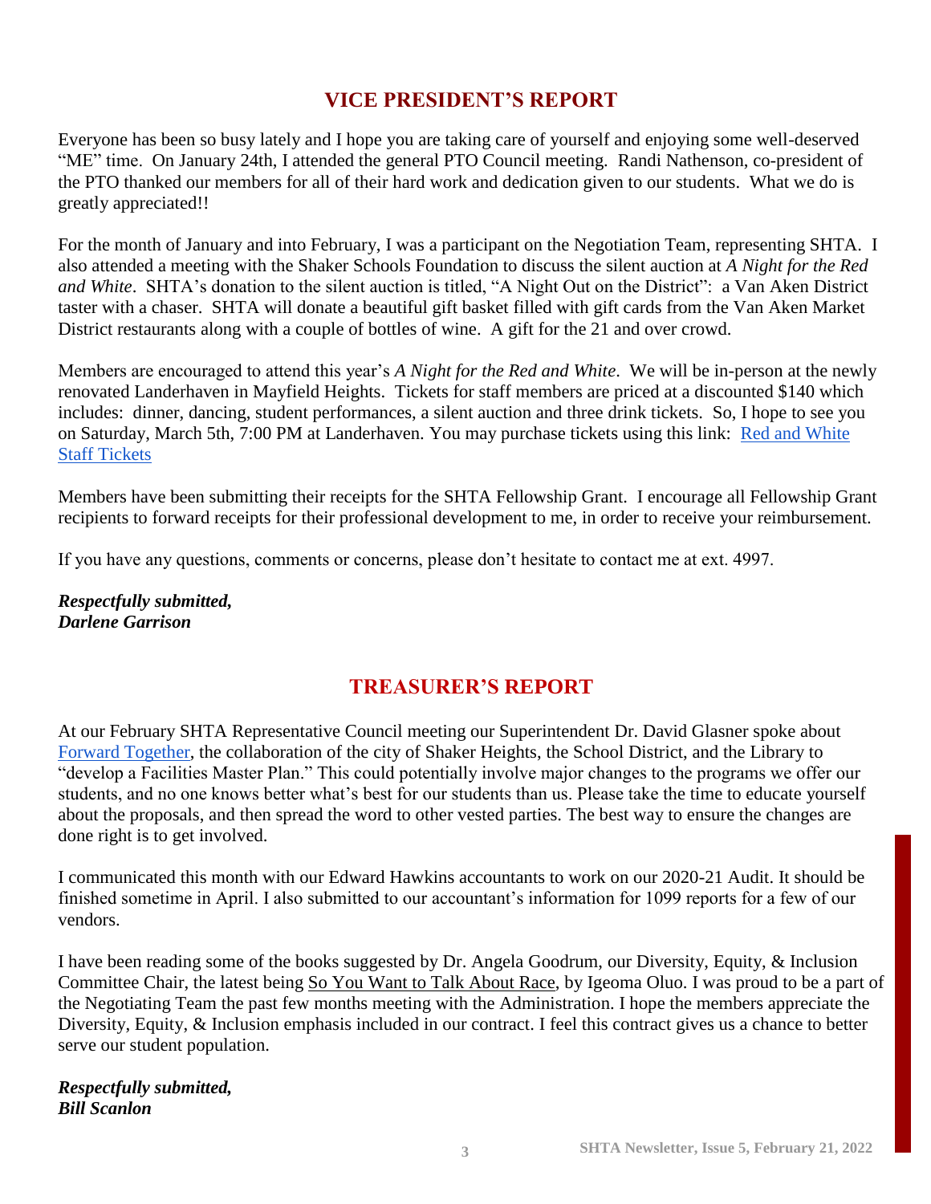## VICE PRESIDENT'S REPORT

Everyone has been so busy lately and I hope you are taking care of yourself and enjoying some well-deserved "ME" time. On January 24th, I attended the general PTO Council meeting. Randi Nathenson, co-president of the PTO thanked our members for all of their hard work and dedication given to our students. What we do is greatly appreciated!!

For the month of January and into February, I was a participant on the Negotiation Team, representing SHTA. I also attended a meeting with the Shaker Schools Foundation to discuss the silent auction at *A Night for the Red and White*. SHTA's donation to the silent auction is titled, "A Night Out on the District": a Van Aken District taster with a chaser. SHTA will donate a beautiful gift basket filled with gift cards from the Van Aken Market District restaurants along with a couple of bottles of wine. A gift for the 21 and over crowd.

Members are encouraged to attend this year's *A Night for the Red and White*. We will be in-person at the newly renovated Landerhaven in Mayfield Heights. Tickets for staff members are priced at a discounted $140 which includes: dinner, dancing, student performances, a silent auction and three drink tickets. So, I hope to see you on Saturday, March 5th, 7:00 PM at Landerhaven. You may purchase tickets using this link: Red and White Staff Tickets

Members have been submitting their receipts for the SHTA Fellowship Grant. I encourage all Fellowship Grant recipients to forward receipts for their professional development to me, in order to receive your reimbursement.

If you have any questions, comments or concerns, please don't hesitate to contact me at ext. 4997.

***Respectfully submitted,***
***Darlene Garrison***

## TREASURER'S REPORT

At our February SHTA Representative Council meeting our Superintendent Dr. David Glasner spoke about Forward Together, the collaboration of the city of Shaker Heights, the School District, and the Library to "develop a Facilities Master Plan." This could potentially involve major changes to the programs we offer our students, and no one knows better what's best for our students than us. Please take the time to educate yourself about the proposals, and then spread the word to other vested parties. The best way to ensure the changes are done right is to get involved.

I communicated this month with our Edward Hawkins accountants to work on our 2020-21 Audit. It should be finished sometime in April. I also submitted to our accountant's information for 1099 reports for a few of our vendors.

I have been reading some of the books suggested by Dr. Angela Goodrum, our Diversity, Equity, & Inclusion Committee Chair, the latest being So You Want to Talk About Race, by Igeoma Oluo. I was proud to be a part of the Negotiating Team the past few months meeting with the Administration. I hope the members appreciate the Diversity, Equity, & Inclusion emphasis included in our contract. I feel this contract gives us a chance to better serve our student population.

***Respectfully submitted,***
***Bill Scanlon***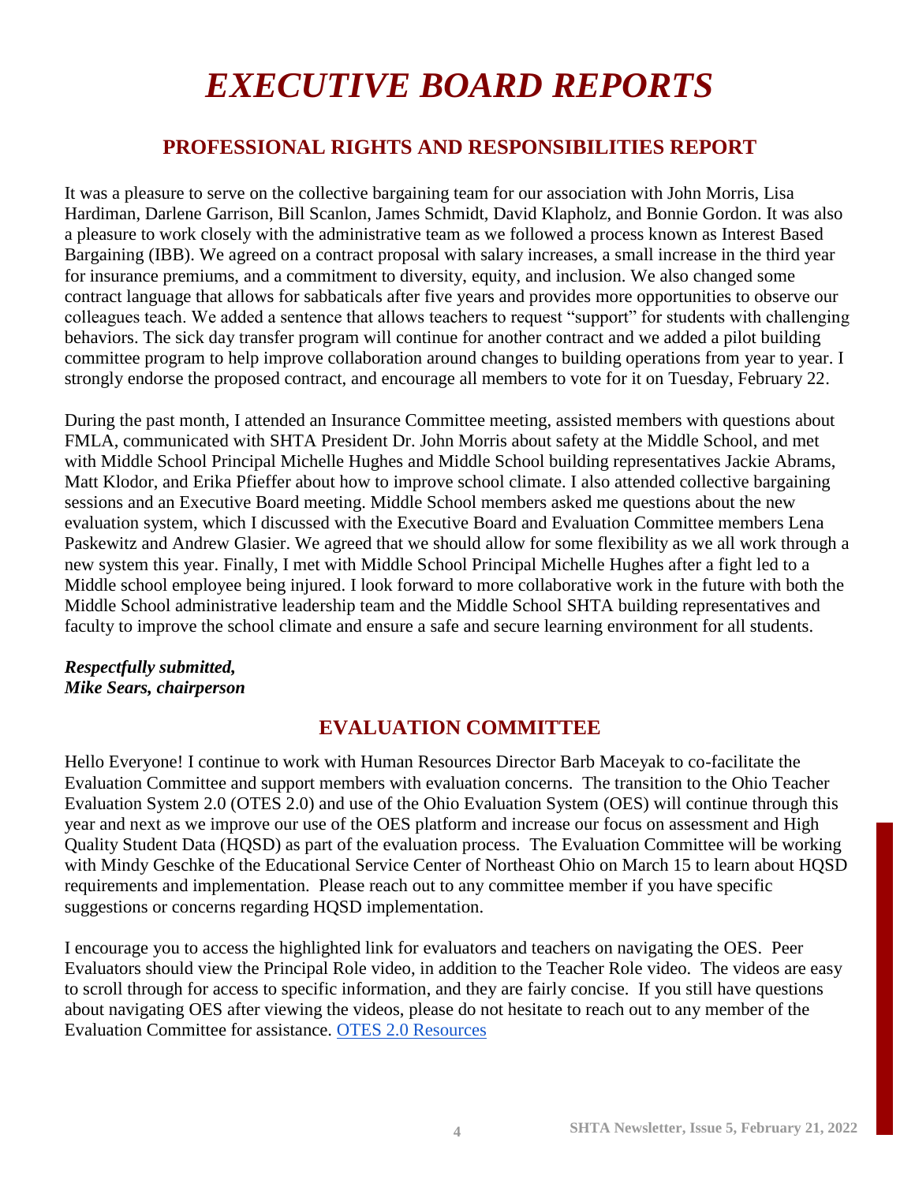# EXECUTIVE BOARD REPORTS

## PROFESSIONAL RIGHTS AND RESPONSIBILITIES REPORT

It was a pleasure to serve on the collective bargaining team for our association with John Morris, Lisa Hardiman, Darlene Garrison, Bill Scanlon, James Schmidt, David Klapholz, and Bonnie Gordon. It was also a pleasure to work closely with the administrative team as we followed a process known as Interest Based Bargaining (IBB). We agreed on a contract proposal with salary increases, a small increase in the third year for insurance premiums, and a commitment to diversity, equity, and inclusion. We also changed some contract language that allows for sabbaticals after five years and provides more opportunities to observe our colleagues teach. We added a sentence that allows teachers to request "support" for students with challenging behaviors. The sick day transfer program will continue for another contract and we added a pilot building committee program to help improve collaboration around changes to building operations from year to year. I strongly endorse the proposed contract, and encourage all members to vote for it on Tuesday, February 22.

During the past month, I attended an Insurance Committee meeting, assisted members with questions about FMLA, communicated with SHTA President Dr. John Morris about safety at the Middle School, and met with Middle School Principal Michelle Hughes and Middle School building representatives Jackie Abrams, Matt Klodor, and Erika Pfieffer about how to improve school climate. I also attended collective bargaining sessions and an Executive Board meeting. Middle School members asked me questions about the new evaluation system, which I discussed with the Executive Board and Evaluation Committee members Lena Paskewitz and Andrew Glasier. We agreed that we should allow for some flexibility as we all work through a new system this year. Finally, I met with Middle School Principal Michelle Hughes after a fight led to a Middle school employee being injured. I look forward to more collaborative work in the future with both the Middle School administrative leadership team and the Middle School SHTA building representatives and faculty to improve the school climate and ensure a safe and secure learning environment for all students.

***Respectfully submitted,***
***Mike Sears, chairperson***

## EVALUATION COMMITTEE

Hello Everyone! I continue to work with Human Resources Director Barb Maceyak to co-facilitate the Evaluation Committee and support members with evaluation concerns. The transition to the Ohio Teacher Evaluation System 2.0 (OTES 2.0) and use of the Ohio Evaluation System (OES) will continue through this year and next as we improve our use of the OES platform and increase our focus on assessment and High Quality Student Data (HQSD) as part of the evaluation process. The Evaluation Committee will be working with Mindy Geschke of the Educational Service Center of Northeast Ohio on March 15 to learn about HQSD requirements and implementation. Please reach out to any committee member if you have specific suggestions or concerns regarding HQSD implementation.

I encourage you to access the highlighted link for evaluators and teachers on navigating the OES. Peer Evaluators should view the Principal Role video, in addition to the Teacher Role video. The videos are easy to scroll through for access to specific information, and they are fairly concise. If you still have questions about navigating OES after viewing the videos, please do not hesitate to reach out to any member of the Evaluation Committee for assistance. OTES 2.0 Resources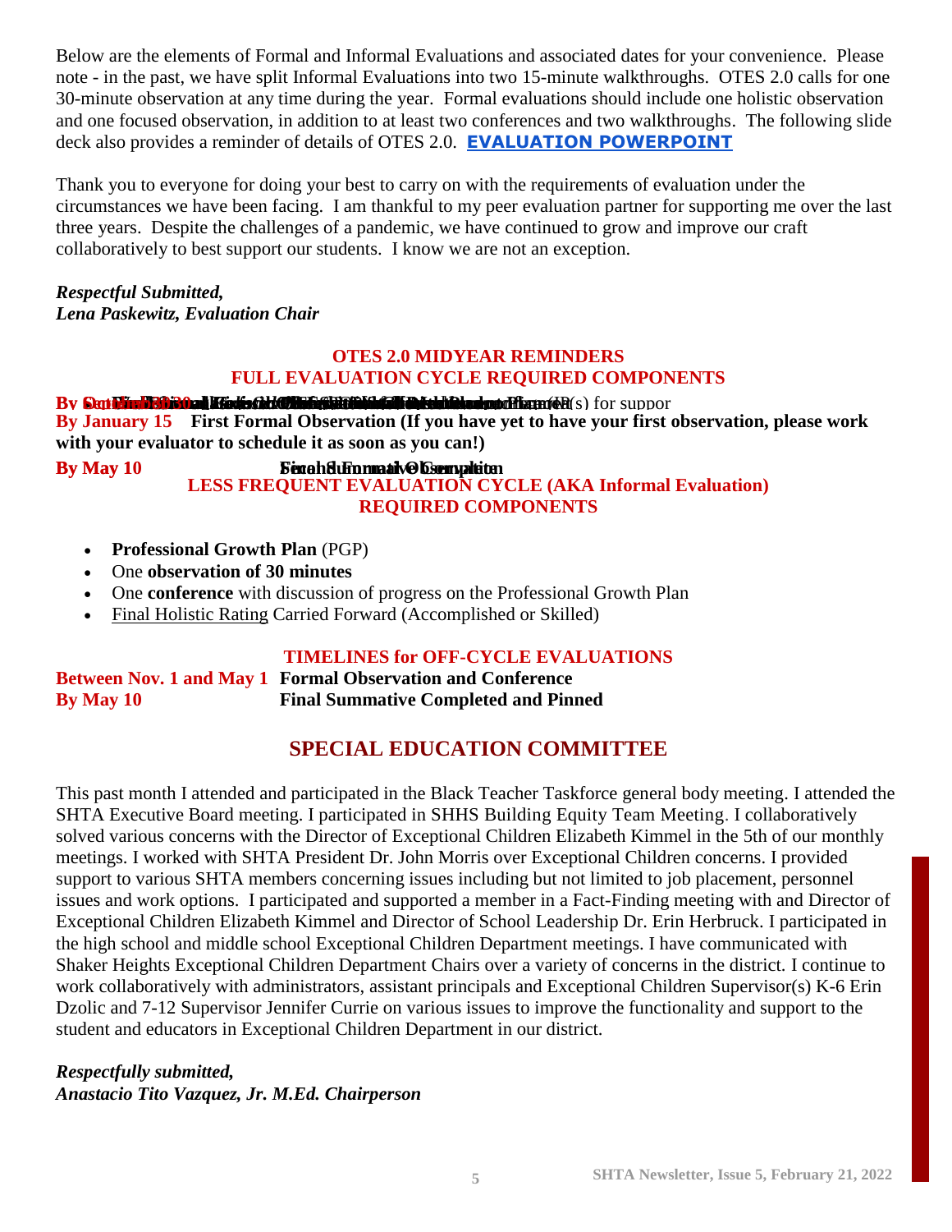Below are the elements of Formal and Informal Evaluations and associated dates for your convenience. Please note - in the past, we have split Informal Evaluations into two 15-minute walkthroughs. OTES 2.0 calls for one 30-minute observation at any time during the year. Formal evaluations should include one holistic observation and one focused observation, in addition to at least two conferences and two walkthroughs. The following slide deck also provides a reminder of details of OTES 2.0. **EVALUATION POWERPOINT**

Thank you to everyone for doing your best to carry on with the requirements of evaluation under the circumstances we have been facing. I am thankful to my peer evaluation partner for supporting me over the last three years. Despite the challenges of a pandemic, we have continued to grow and improve our craft collaboratively to best support our students. I know we are not an exception.

***Respectful Submitted,***
***Lena Paskewitz, Evaluation Chair***

## OTES 2.0 MIDYEAR REMINDERS
## FULL EVALUATION CYCLE REQUIRED COMPONENTS

**By** ... (s) for suppor

**By January 15** **First Formal Observation (If you have yet to have your first observation, please work with your evaluator to schedule it as soon as you can!)**

**By May 10** **Second Formal Observation / Final Summative Completed**

## LESS FREQUENT EVALUATION CYCLE (AKA Informal Evaluation) REQUIRED COMPONENTS

- **Professional Growth Plan** (PGP)
- One **observation of 30 minutes**
- One **conference** with discussion of progress on the Professional Growth Plan
- Final Holistic Rating Carried Forward (Accomplished or Skilled)

## TIMELINES for OFF-CYCLE EVALUATIONS

**Between Nov. 1 and May 1** **Formal Observation and Conference**
**By May 10** **Final Summative Completed and Pinned**

# SPECIAL EDUCATION COMMITTEE

This past month I attended and participated in the Black Teacher Taskforce general body meeting. I attended the SHTA Executive Board meeting. I participated in SHHS Building Equity Team Meeting. I collaboratively solved various concerns with the Director of Exceptional Children Elizabeth Kimmel in the 5th of our monthly meetings. I worked with SHTA President Dr. John Morris over Exceptional Children concerns. I provided support to various SHTA members concerning issues including but not limited to job placement, personnel issues and work options. I participated and supported a member in a Fact-Finding meeting with and Director of Exceptional Children Elizabeth Kimmel and Director of School Leadership Dr. Erin Herbruck. I participated in the high school and middle school Exceptional Children Department meetings. I have communicated with Shaker Heights Exceptional Children Department Chairs over a variety of concerns in the district. I continue to work collaboratively with administrators, assistant principals and Exceptional Children Supervisor(s) K-6 Erin Dzolic and 7-12 Supervisor Jennifer Currie on various issues to improve the functionality and support to the student and educators in Exceptional Children Department in our district.

***Respectfully submitted,***
***Anastacio Tito Vazquez, Jr. M.Ed. Chairperson***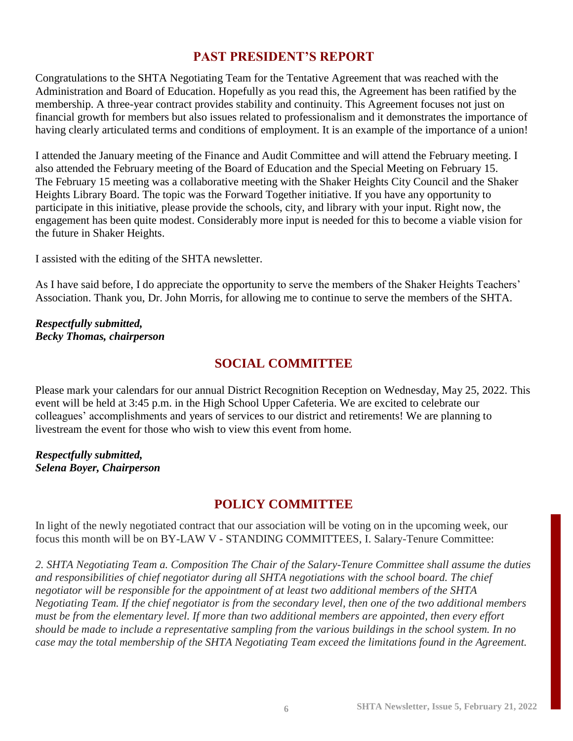## PAST PRESIDENT'S REPORT

Congratulations to the SHTA Negotiating Team for the Tentative Agreement that was reached with the Administration and Board of Education. Hopefully as you read this, the Agreement has been ratified by the membership. A three-year contract provides stability and continuity. This Agreement focuses not just on financial growth for members but also issues related to professionalism and it demonstrates the importance of having clearly articulated terms and conditions of employment. It is an example of the importance of a union!

I attended the January meeting of the Finance and Audit Committee and will attend the February meeting. I also attended the February meeting of the Board of Education and the Special Meeting on February 15. The February 15 meeting was a collaborative meeting with the Shaker Heights City Council and the Shaker Heights Library Board. The topic was the Forward Together initiative. If you have any opportunity to participate in this initiative, please provide the schools, city, and library with your input. Right now, the engagement has been quite modest. Considerably more input is needed for this to become a viable vision for the future in Shaker Heights.

I assisted with the editing of the SHTA newsletter.

As I have said before, I do appreciate the opportunity to serve the members of the Shaker Heights Teachers' Association. Thank you, Dr. John Morris, for allowing me to continue to serve the members of the SHTA.

***Respectfully submitted,***
***Becky Thomas, chairperson***

## SOCIAL COMMITTEE

Please mark your calendars for our annual District Recognition Reception on Wednesday, May 25, 2022. This event will be held at 3:45 p.m. in the High School Upper Cafeteria. We are excited to celebrate our colleagues' accomplishments and years of services to our district and retirements! We are planning to livestream the event for those who wish to view this event from home.

***Respectfully submitted,***
***Selena Boyer, Chairperson***

## POLICY COMMITTEE

In light of the newly negotiated contract that our association will be voting on in the upcoming week, our focus this month will be on BY-LAW V - STANDING COMMITTEES, I. Salary-Tenure Committee:

*2. SHTA Negotiating Team a. Composition The Chair of the Salary-Tenure Committee shall assume the duties and responsibilities of chief negotiator during all SHTA negotiations with the school board. The chief negotiator will be responsible for the appointment of at least two additional members of the SHTA Negotiating Team. If the chief negotiator is from the secondary level, then one of the two additional members must be from the elementary level. If more than two additional members are appointed, then every effort should be made to include a representative sampling from the various buildings in the school system. In no case may the total membership of the SHTA Negotiating Team exceed the limitations found in the Agreement.*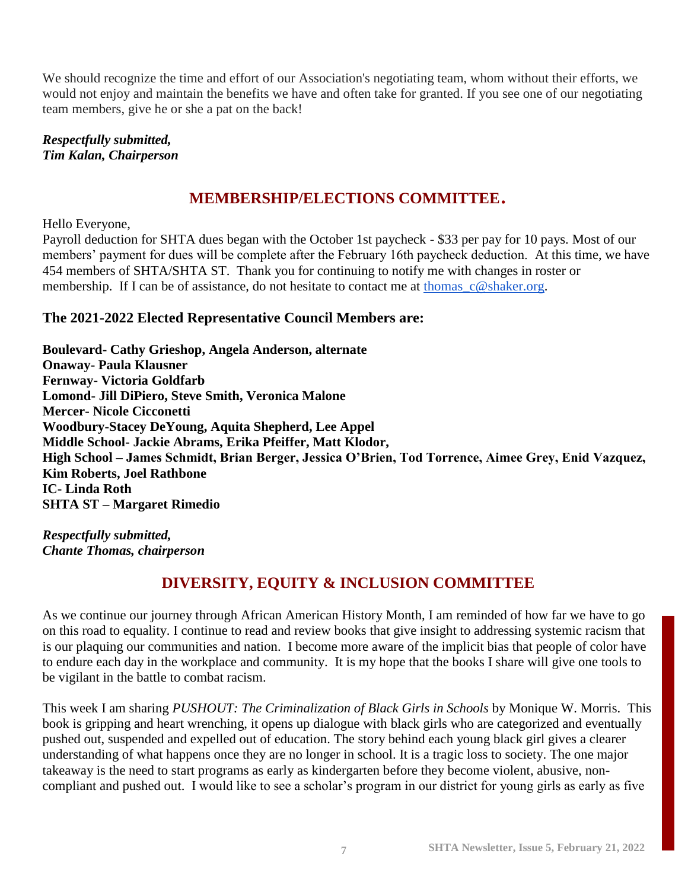We should recognize the time and effort of our Association's negotiating team, whom without their efforts, we would not enjoy and maintain the benefits we have and often take for granted. If you see one of our negotiating team members, give he or she a pat on the back!

***Respectfully submitted,***
***Tim Kalan, Chairperson***

## MEMBERSHIP/ELECTIONS COMMITTEE.

Hello Everyone,
Payroll deduction for SHTA dues began with the October 1st paycheck - $33 per pay for 10 pays. Most of our members' payment for dues will be complete after the February 16th paycheck deduction. At this time, we have 454 members of SHTA/SHTA ST. Thank you for continuing to notify me with changes in roster or membership. If I can be of assistance, do not hesitate to contact me at thomas_c@shaker.org.

### The 2021-2022 Elected Representative Council Members are:

**Boulevard- Cathy Grieshop, Angela Anderson, alternate**
**Onaway- Paula Klausner**
**Fernway- Victoria Goldfarb**
**Lomond- Jill DiPiero, Steve Smith, Veronica Malone**
**Mercer- Nicole Cicconetti**
**Woodbury-Stacey DeYoung, Aquita Shepherd, Lee Appel**
**Middle School- Jackie Abrams, Erika Pfeiffer, Matt Klodor,**
**High School – James Schmidt, Brian Berger, Jessica O'Brien, Tod Torrence, Aimee Grey, Enid Vazquez, Kim Roberts, Joel Rathbone**
**IC- Linda Roth**
**SHTA ST – Margaret Rimedio**

***Respectfully submitted,***
***Chante Thomas, chairperson***

## DIVERSITY, EQUITY & INCLUSION COMMITTEE

As we continue our journey through African American History Month, I am reminded of how far we have to go on this road to equality. I continue to read and review books that give insight to addressing systemic racism that is our plaquing our communities and nation. I become more aware of the implicit bias that people of color have to endure each day in the workplace and community. It is my hope that the books I share will give one tools to be vigilant in the battle to combat racism.

This week I am sharing *PUSHOUT: The Criminalization of Black Girls in Schools* by Monique W. Morris. This book is gripping and heart wrenching, it opens up dialogue with black girls who are categorized and eventually pushed out, suspended and expelled out of education. The story behind each young black girl gives a clearer understanding of what happens once they are no longer in school. It is a tragic loss to society. The one major takeaway is the need to start programs as early as kindergarten before they become violent, abusive, non-compliant and pushed out. I would like to see a scholar's program in our district for young girls as early as five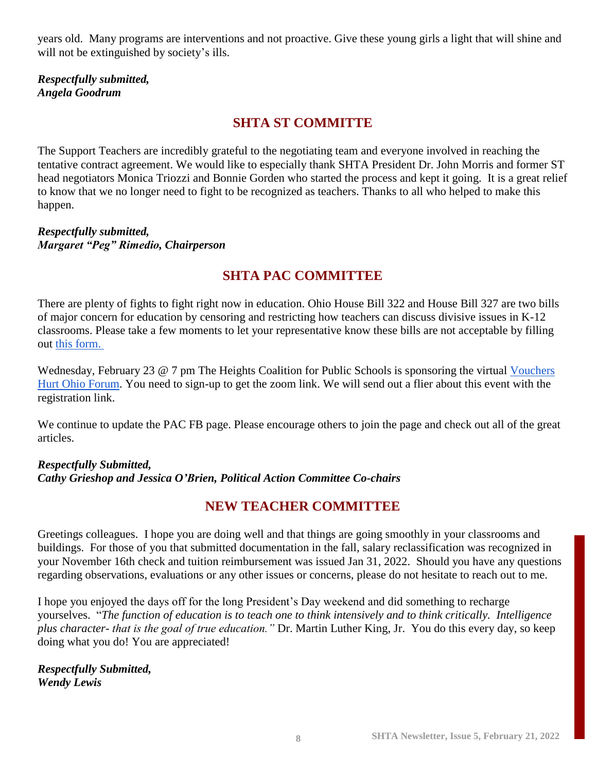years old. Many programs are interventions and not proactive. Give these young girls a light that will shine and will not be extinguished by society's ills.

***Respectfully submitted,***
***Angela Goodrum***

## SHTA ST COMMITTE

The Support Teachers are incredibly grateful to the negotiating team and everyone involved in reaching the tentative contract agreement. We would like to especially thank SHTA President Dr. John Morris and former ST head negotiators Monica Triozzi and Bonnie Gorden who started the process and kept it going. It is a great relief to know that we no longer need to fight to be recognized as teachers. Thanks to all who helped to make this happen.

***Respectfully submitted,***
***Margaret "Peg" Rimedio, Chairperson***

## SHTA PAC COMMITTEE

There are plenty of fights to fight right now in education. Ohio House Bill 322 and House Bill 327 are two bills of major concern for education by censoring and restricting how teachers can discuss divisive issues in K-12 classrooms. Please take a few moments to let your representative know these bills are not acceptable by filling out this form.

Wednesday, February 23 @ 7 pm The Heights Coalition for Public Schools is sponsoring the virtual Vouchers Hurt Ohio Forum. You need to sign-up to get the zoom link. We will send out a flier about this event with the registration link.

We continue to update the PAC FB page. Please encourage others to join the page and check out all of the great articles.

***Respectfully Submitted,***
***Cathy Grieshop and Jessica O'Brien, Political Action Committee Co-chairs***

## NEW TEACHER COMMITTEE

Greetings colleagues. I hope you are doing well and that things are going smoothly in your classrooms and buildings. For those of you that submitted documentation in the fall, salary reclassification was recognized in your November 16th check and tuition reimbursement was issued Jan 31, 2022. Should you have any questions regarding observations, evaluations or any other issues or concerns, please do not hesitate to reach out to me.

I hope you enjoyed the days off for the long President's Day weekend and did something to recharge yourselves. "*The function of education is to teach one to think intensively and to think critically. Intelligence plus character- that is the goal of true education."* Dr. Martin Luther King, Jr. You do this every day, so keep doing what you do! You are appreciated!

***Respectfully Submitted,***
***Wendy Lewis***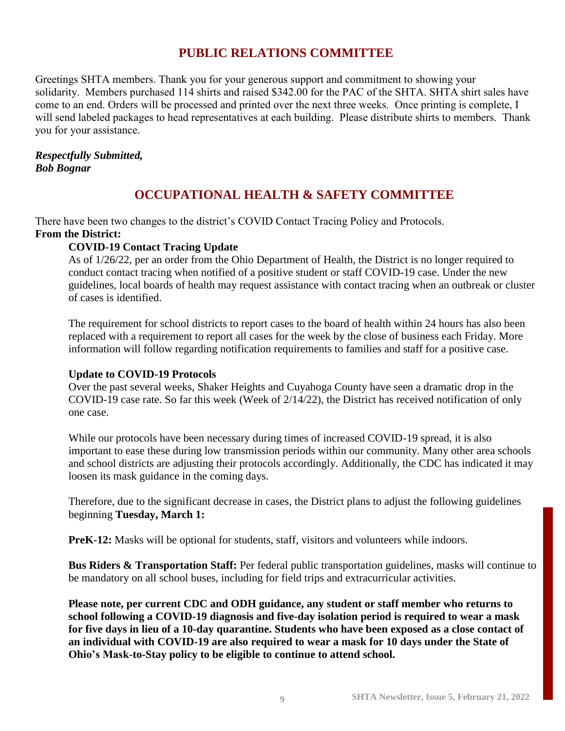## PUBLIC RELATIONS COMMITTEE

Greetings SHTA members. Thank you for your generous support and commitment to showing your solidarity. Members purchased 114 shirts and raised $342.00 for the PAC of the SHTA. SHTA shirt sales have come to an end. Orders will be processed and printed over the next three weeks. Once printing is complete, I will send labeled packages to head representatives at each building. Please distribute shirts to members. Thank you for your assistance.

***Respectfully Submitted,***
***Bob Bognar***

## OCCUPATIONAL HEALTH & SAFETY COMMITTEE

There have been two changes to the district's COVID Contact Tracing Policy and Protocols.

**From the District:**

**COVID-19 Contact Tracing Update**

As of 1/26/22, per an order from the Ohio Department of Health, the District is no longer required to conduct contact tracing when notified of a positive student or staff COVID-19 case. Under the new guidelines, local boards of health may request assistance with contact tracing when an outbreak or cluster of cases is identified.

The requirement for school districts to report cases to the board of health within 24 hours has also been replaced with a requirement to report all cases for the week by the close of business each Friday. More information will follow regarding notification requirements to families and staff for a positive case.

**Update to COVID-19 Protocols**

Over the past several weeks, Shaker Heights and Cuyahoga County have seen a dramatic drop in the COVID-19 case rate. So far this week (Week of 2/14/22), the District has received notification of only one case.

While our protocols have been necessary during times of increased COVID-19 spread, it is also important to ease these during low transmission periods within our community. Many other area schools and school districts are adjusting their protocols accordingly. Additionally, the CDC has indicated it may loosen its mask guidance in the coming days.

Therefore, due to the significant decrease in cases, the District plans to adjust the following guidelines beginning **Tuesday, March 1:**

**PreK-12:** Masks will be optional for students, staff, visitors and volunteers while indoors.

**Bus Riders & Transportation Staff:** Per federal public transportation guidelines, masks will continue to be mandatory on all school buses, including for field trips and extracurricular activities.

**Please note, per current CDC and ODH guidance, any student or staff member who returns to school following a COVID-19 diagnosis and five-day isolation period is required to wear a mask for five days in lieu of a 10-day quarantine. Students who have been exposed as a close contact of an individual with COVID-19 are also required to wear a mask for 10 days under the State of Ohio's Mask-to-Stay policy to be eligible to continue to attend school.**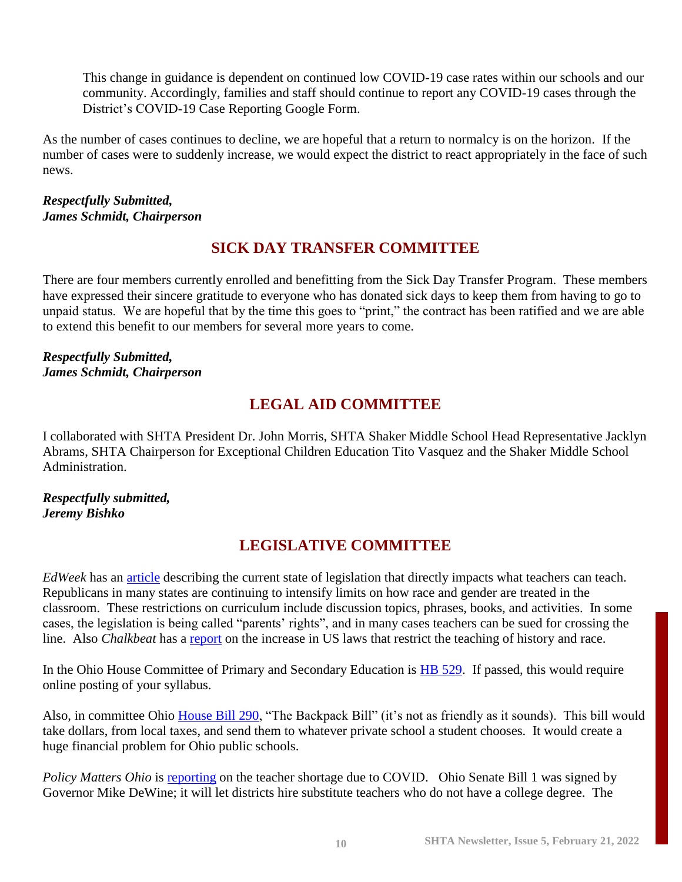This change in guidance is dependent on continued low COVID-19 case rates within our schools and our community. Accordingly, families and staff should continue to report any COVID-19 cases through the District's COVID-19 Case Reporting Google Form.

As the number of cases continues to decline, we are hopeful that a return to normalcy is on the horizon. If the number of cases were to suddenly increase, we would expect the district to react appropriately in the face of such news.

***Respectfully Submitted,***
***James Schmidt, Chairperson***

## SICK DAY TRANSFER COMMITTEE

There are four members currently enrolled and benefitting from the Sick Day Transfer Program. These members have expressed their sincere gratitude to everyone who has donated sick days to keep them from having to go to unpaid status. We are hopeful that by the time this goes to "print," the contract has been ratified and we are able to extend this benefit to our members for several more years to come.

***Respectfully Submitted,***
***James Schmidt, Chairperson***

## LEGAL AID COMMITTEE

I collaborated with SHTA President Dr. John Morris, SHTA Shaker Middle School Head Representative Jacklyn Abrams, SHTA Chairperson for Exceptional Children Education Tito Vasquez and the Shaker Middle School Administration.

***Respectfully submitted,***
***Jeremy Bishko***

## LEGISLATIVE COMMITTEE

*EdWeek* has an article describing the current state of legislation that directly impacts what teachers can teach. Republicans in many states are continuing to intensify limits on how race and gender are treated in the classroom. These restrictions on curriculum include discussion topics, phrases, books, and activities. In some cases, the legislation is being called "parents' rights", and in many cases teachers can be sued for crossing the line. Also *Chalkbeat* has a report on the increase in US laws that restrict the teaching of history and race.

In the Ohio House Committee of Primary and Secondary Education is HB 529. If passed, this would require online posting of your syllabus.

Also, in committee Ohio House Bill 290, "The Backpack Bill" (it's not as friendly as it sounds). This bill would take dollars, from local taxes, and send them to whatever private school a student chooses. It would create a huge financial problem for Ohio public schools.

*Policy Matters Ohio* is reporting on the teacher shortage due to COVID. Ohio Senate Bill 1 was signed by Governor Mike DeWine; it will let districts hire substitute teachers who do not have a college degree. The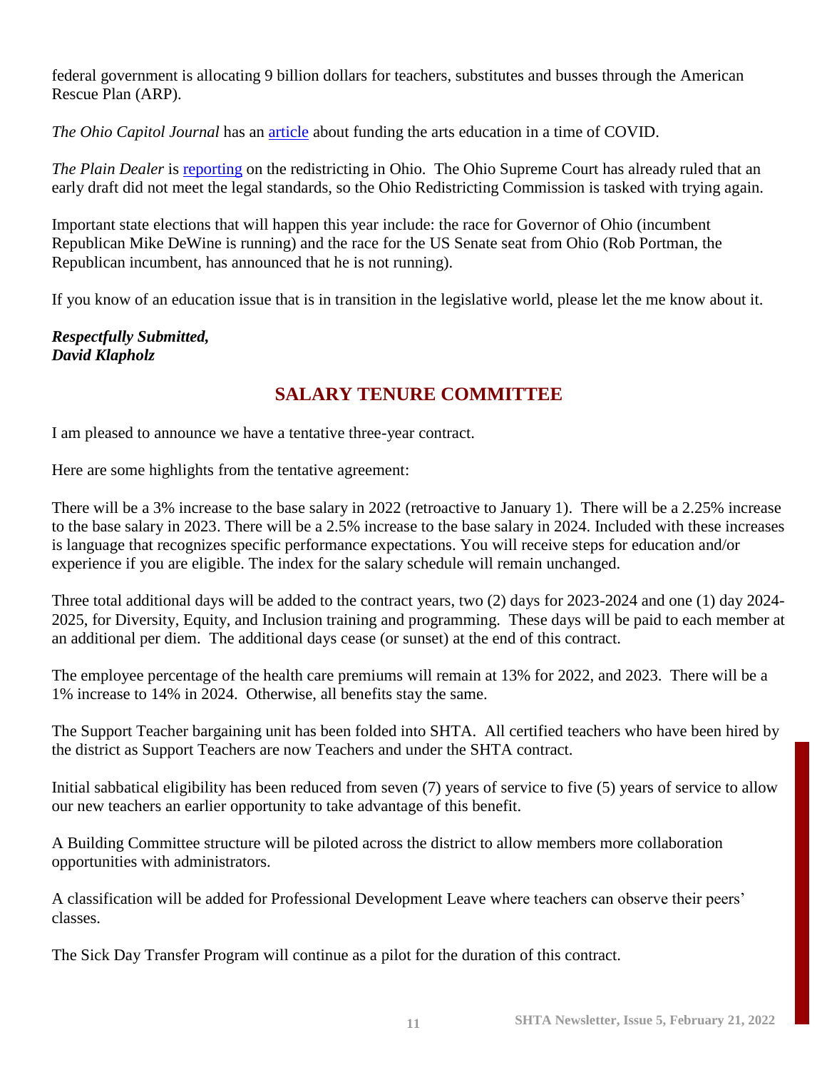federal government is allocating 9 billion dollars for teachers, substitutes and busses through the American Rescue Plan (ARP).

*The Ohio Capitol Journal* has an article about funding the arts education in a time of COVID.

*The Plain Dealer* is reporting on the redistricting in Ohio. The Ohio Supreme Court has already ruled that an early draft did not meet the legal standards, so the Ohio Redistricting Commission is tasked with trying again.

Important state elections that will happen this year include: the race for Governor of Ohio (incumbent Republican Mike DeWine is running) and the race for the US Senate seat from Ohio (Rob Portman, the Republican incumbent, has announced that he is not running).

If you know of an education issue that is in transition in the legislative world, please let the me know about it.

***Respectfully Submitted,***
***David Klapholz***

## SALARY TENURE COMMITTEE

I am pleased to announce we have a tentative three-year contract.

Here are some highlights from the tentative agreement:

There will be a 3% increase to the base salary in 2022 (retroactive to January 1). There will be a 2.25% increase to the base salary in 2023. There will be a 2.5% increase to the base salary in 2024. Included with these increases is language that recognizes specific performance expectations. You will receive steps for education and/or experience if you are eligible. The index for the salary schedule will remain unchanged.

Three total additional days will be added to the contract years, two (2) days for 2023-2024 and one (1) day 2024-2025, for Diversity, Equity, and Inclusion training and programming. These days will be paid to each member at an additional per diem. The additional days cease (or sunset) at the end of this contract.

The employee percentage of the health care premiums will remain at 13% for 2022, and 2023. There will be a 1% increase to 14% in 2024. Otherwise, all benefits stay the same.

The Support Teacher bargaining unit has been folded into SHTA. All certified teachers who have been hired by the district as Support Teachers are now Teachers and under the SHTA contract.

Initial sabbatical eligibility has been reduced from seven (7) years of service to five (5) years of service to allow our new teachers an earlier opportunity to take advantage of this benefit.

A Building Committee structure will be piloted across the district to allow members more collaboration opportunities with administrators.

A classification will be added for Professional Development Leave where teachers can observe their peers' classes.

The Sick Day Transfer Program will continue as a pilot for the duration of this contract.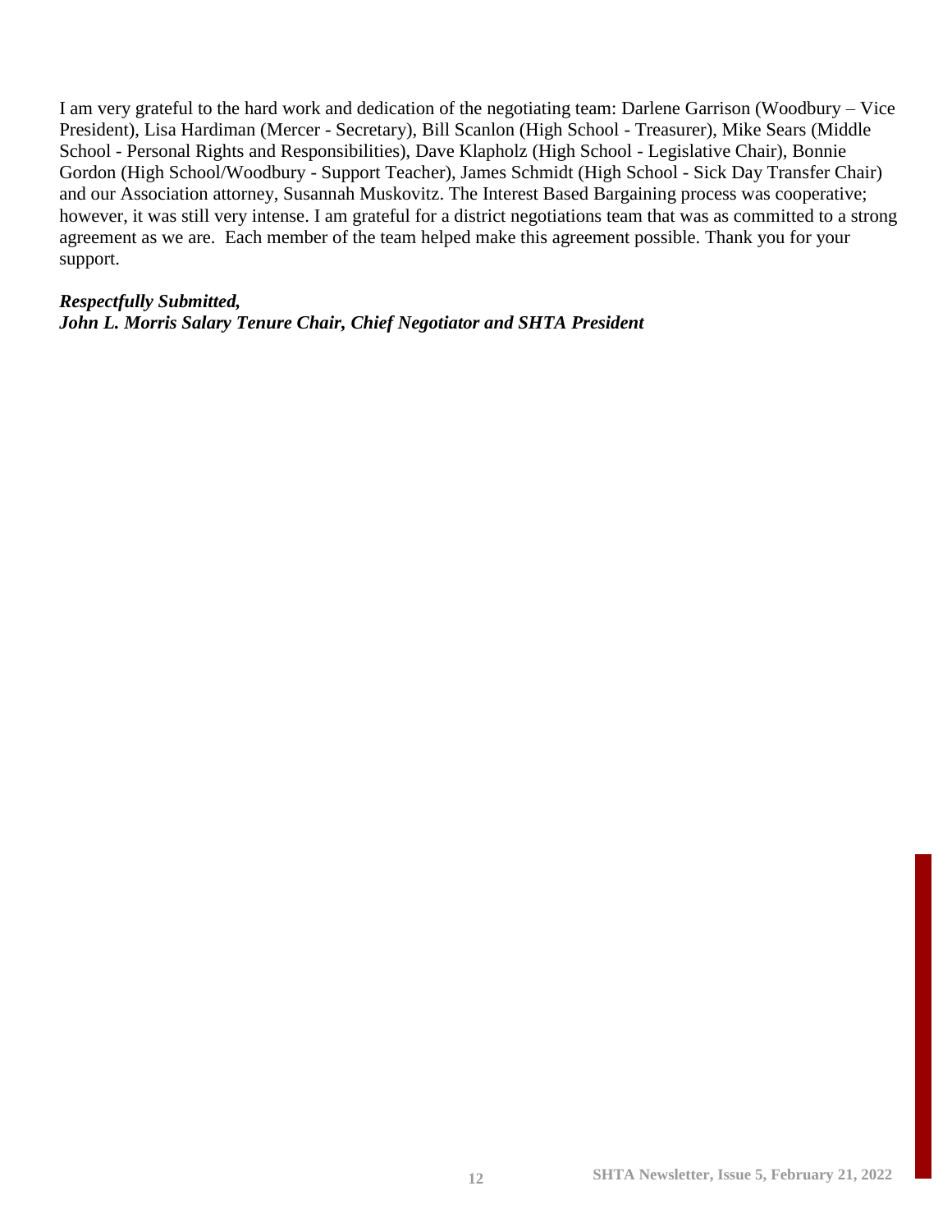I am very grateful to the hard work and dedication of the negotiating team: Darlene Garrison (Woodbury – Vice President), Lisa Hardiman (Mercer - Secretary), Bill Scanlon (High School - Treasurer), Mike Sears (Middle School - Personal Rights and Responsibilities), Dave Klapholz (High School - Legislative Chair), Bonnie Gordon (High School/Woodbury - Support Teacher), James Schmidt (High School - Sick Day Transfer Chair) and our Association attorney, Susannah Muskovitz. The Interest Based Bargaining process was cooperative; however, it was still very intense. I am grateful for a district negotiations team that was as committed to a strong agreement as we are. Each member of the team helped make this agreement possible. Thank you for your support.

***Respectfully Submitted,***
***John L. Morris Salary Tenure Chair, Chief Negotiator and SHTA President***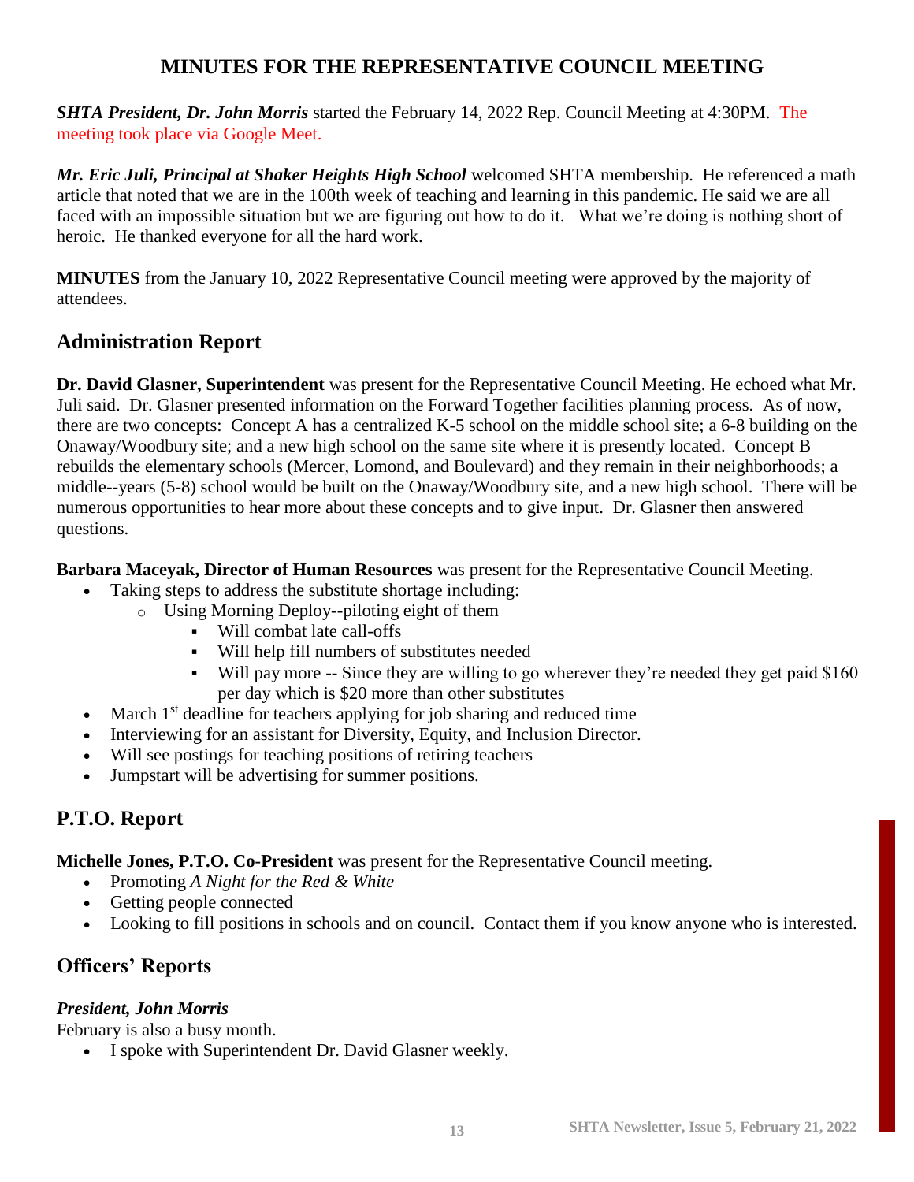# MINUTES FOR THE REPRESENTATIVE COUNCIL MEETING

***SHTA President, Dr. John Morris*** started the February 14, 2022 Rep. Council Meeting at 4:30PM. The meeting took place via Google Meet.

***Mr. Eric Juli, Principal at Shaker Heights High School*** welcomed SHTA membership. He referenced a math article that noted that we are in the 100th week of teaching and learning in this pandemic. He said we are all faced with an impossible situation but we are figuring out how to do it. What we're doing is nothing short of heroic. He thanked everyone for all the hard work.

**MINUTES** from the January 10, 2022 Representative Council meeting were approved by the majority of attendees.

## Administration Report

**Dr. David Glasner, Superintendent** was present for the Representative Council Meeting. He echoed what Mr. Juli said. Dr. Glasner presented information on the Forward Together facilities planning process. As of now, there are two concepts: Concept A has a centralized K-5 school on the middle school site; a 6-8 building on the Onaway/Woodbury site; and a new high school on the same site where it is presently located. Concept B rebuilds the elementary schools (Mercer, Lomond, and Boulevard) and they remain in their neighborhoods; a middle--years (5-8) school would be built on the Onaway/Woodbury site, and a new high school. There will be numerous opportunities to hear more about these concepts and to give input. Dr. Glasner then answered questions.

**Barbara Maceyak, Director of Human Resources** was present for the Representative Council Meeting.

- Taking steps to address the substitute shortage including:
  - Using Morning Deploy--piloting eight of them
    - Will combat late call-offs
    - Will help fill numbers of substitutes needed
    - Will pay more -- Since they are willing to go wherever they're needed they get paid $160 per day which is $20 more than other substitutes
- March 1st deadline for teachers applying for job sharing and reduced time
- Interviewing for an assistant for Diversity, Equity, and Inclusion Director.
- Will see postings for teaching positions of retiring teachers
- Jumpstart will be advertising for summer positions.

## P.T.O. Report

**Michelle Jones, P.T.O. Co-President** was present for the Representative Council meeting.

- Promoting *A Night for the Red & White*
- Getting people connected
- Looking to fill positions in schools and on council. Contact them if you know anyone who is interested.

## Officers' Reports

### *President, John Morris*

February is also a busy month.

- I spoke with Superintendent Dr. David Glasner weekly.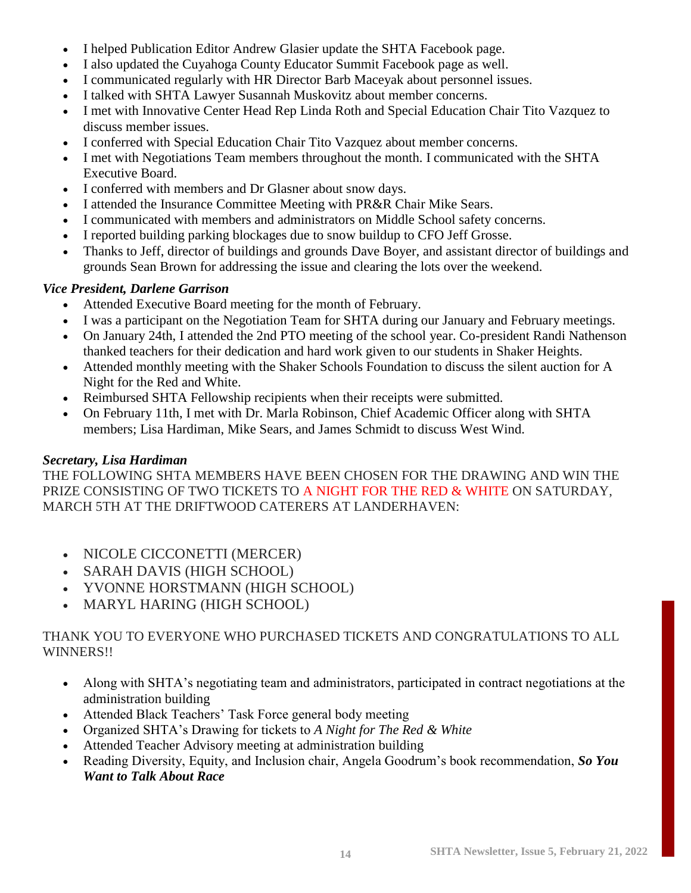- I helped Publication Editor Andrew Glasier update the SHTA Facebook page.
- I also updated the Cuyahoga County Educator Summit Facebook page as well.
- I communicated regularly with HR Director Barb Maceyak about personnel issues.
- I talked with SHTA Lawyer Susannah Muskovitz about member concerns.
- I met with Innovative Center Head Rep Linda Roth and Special Education Chair Tito Vazquez to discuss member issues.
- I conferred with Special Education Chair Tito Vazquez about member concerns.
- I met with Negotiations Team members throughout the month. I communicated with the SHTA Executive Board.
- I conferred with members and Dr Glasner about snow days.
- I attended the Insurance Committee Meeting with PR&R Chair Mike Sears.
- I communicated with members and administrators on Middle School safety concerns.
- I reported building parking blockages due to snow buildup to CFO Jeff Grosse.
- Thanks to Jeff, director of buildings and grounds Dave Boyer, and assistant director of buildings and grounds Sean Brown for addressing the issue and clearing the lots over the weekend.

***Vice President, Darlene Garrison***

- Attended Executive Board meeting for the month of February.
- I was a participant on the Negotiation Team for SHTA during our January and February meetings.
- On January 24th, I attended the 2nd PTO meeting of the school year. Co-president Randi Nathenson thanked teachers for their dedication and hard work given to our students in Shaker Heights.
- Attended monthly meeting with the Shaker Schools Foundation to discuss the silent auction for A Night for the Red and White.
- Reimbursed SHTA Fellowship recipients when their receipts were submitted.
- On February 11th, I met with Dr. Marla Robinson, Chief Academic Officer along with SHTA members; Lisa Hardiman, Mike Sears, and James Schmidt to discuss West Wind.

***Secretary, Lisa Hardiman***

THE FOLLOWING SHTA MEMBERS HAVE BEEN CHOSEN FOR THE DRAWING AND WIN THE PRIZE CONSISTING OF TWO TICKETS TO A NIGHT FOR THE RED & WHITE ON SATURDAY, MARCH 5TH AT THE DRIFTWOOD CATERERS AT LANDERHAVEN:

- NICOLE CICCONETTI (MERCER)
- SARAH DAVIS (HIGH SCHOOL)
- YVONNE HORSTMANN (HIGH SCHOOL)
- MARYL HARING (HIGH SCHOOL)

THANK YOU TO EVERYONE WHO PURCHASED TICKETS AND CONGRATULATIONS TO ALL WINNERS!!

- Along with SHTA's negotiating team and administrators, participated in contract negotiations at the administration building
- Attended Black Teachers' Task Force general body meeting
- Organized SHTA's Drawing for tickets to *A Night for The Red & White*
- Attended Teacher Advisory meeting at administration building
- Reading Diversity, Equity, and Inclusion chair, Angela Goodrum's book recommendation, ***So You Want to Talk About Race***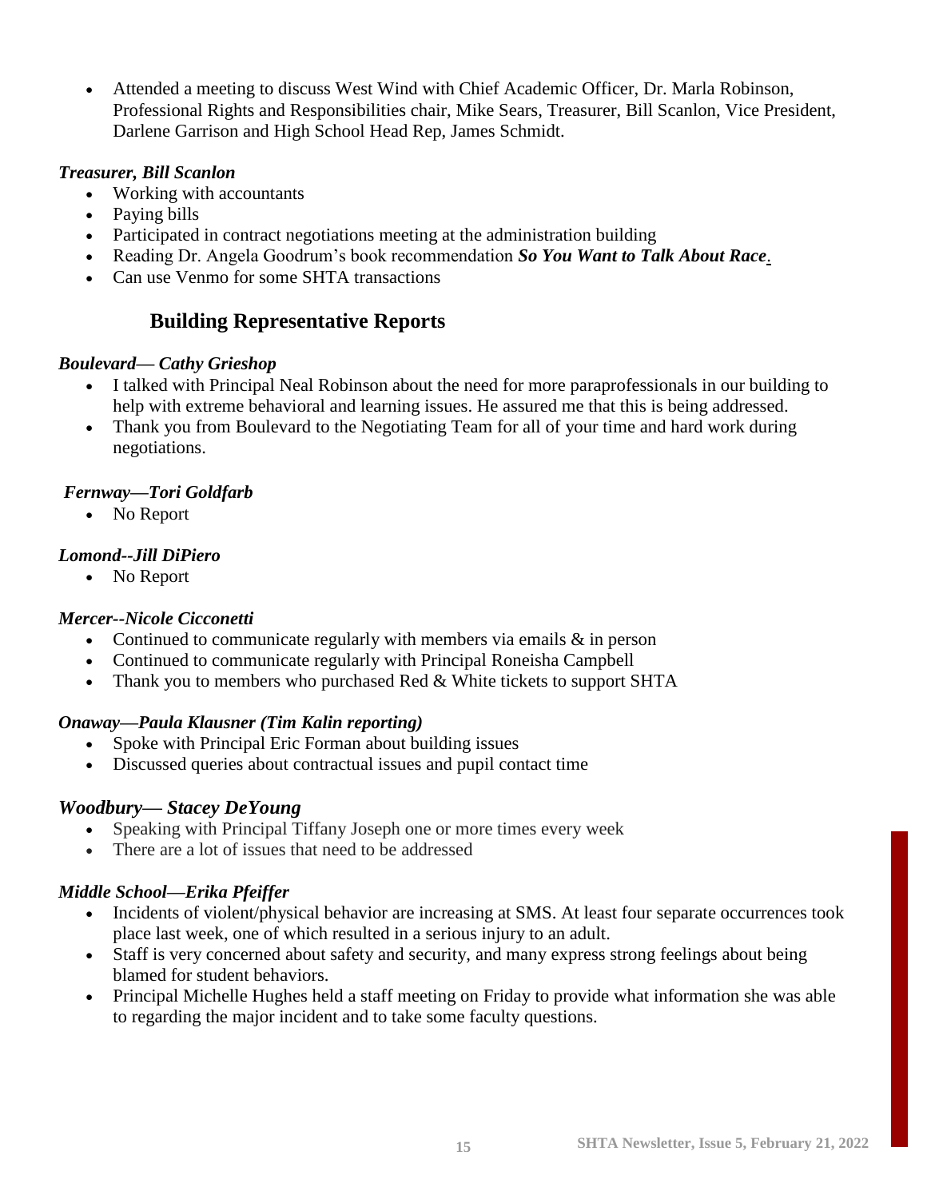- Attended a meeting to discuss West Wind with Chief Academic Officer, Dr. Marla Robinson, Professional Rights and Responsibilities chair, Mike Sears, Treasurer, Bill Scanlon, Vice President, Darlene Garrison and High School Head Rep, James Schmidt.

***Treasurer, Bill Scanlon***

- Working with accountants
- Paying bills
- Participated in contract negotiations meeting at the administration building
- Reading Dr. Angela Goodrum's book recommendation ***So You Want to Talk About Race***.
- Can use Venmo for some SHTA transactions

## Building Representative Reports

***Boulevard— Cathy Grieshop***

- I talked with Principal Neal Robinson about the need for more paraprofessionals in our building to help with extreme behavioral and learning issues. He assured me that this is being addressed.
- Thank you from Boulevard to the Negotiating Team for all of your time and hard work during negotiations.

***Fernway—Tori Goldfarb***

- No Report

***Lomond--Jill DiPiero***

- No Report

***Mercer--Nicole Cicconetti***

- Continued to communicate regularly with members via emails & in person
- Continued to communicate regularly with Principal Roneisha Campbell
- Thank you to members who purchased Red & White tickets to support SHTA

***Onaway—Paula Klausner (Tim Kalin reporting)***

- Spoke with Principal Eric Forman about building issues
- Discussed queries about contractual issues and pupil contact time

***Woodbury— Stacey DeYoung***

- Speaking with Principal Tiffany Joseph one or more times every week
- There are a lot of issues that need to be addressed

***Middle School—Erika Pfeiffer***

- Incidents of violent/physical behavior are increasing at SMS. At least four separate occurrences took place last week, one of which resulted in a serious injury to an adult.
- Staff is very concerned about safety and security, and many express strong feelings about being blamed for student behaviors.
- Principal Michelle Hughes held a staff meeting on Friday to provide what information she was able to regarding the major incident and to take some faculty questions.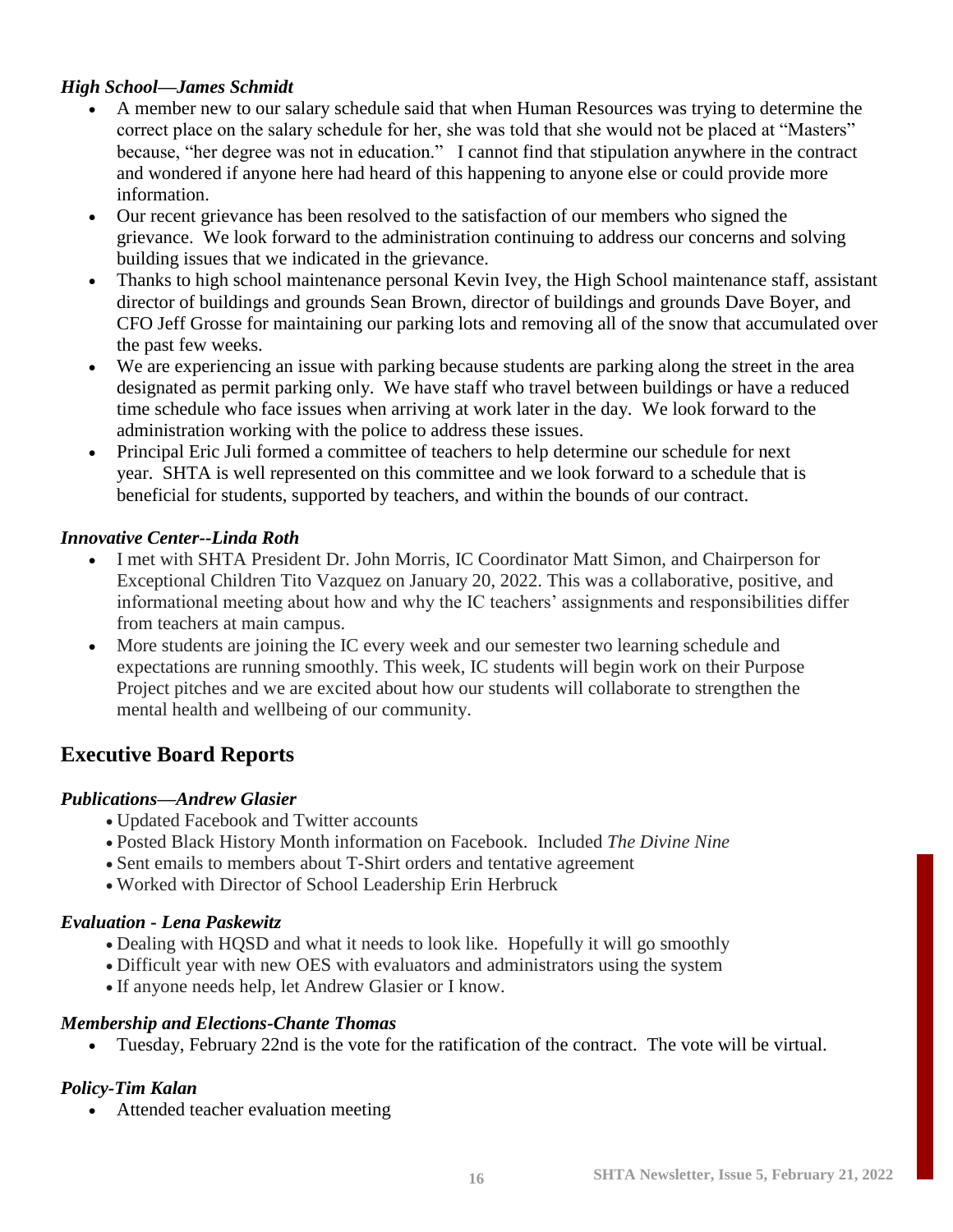### *High School—James Schmidt*

- A member new to our salary schedule said that when Human Resources was trying to determine the correct place on the salary schedule for her, she was told that she would not be placed at "Masters" because, "her degree was not in education." I cannot find that stipulation anywhere in the contract and wondered if anyone here had heard of this happening to anyone else or could provide more information.
- Our recent grievance has been resolved to the satisfaction of our members who signed the grievance. We look forward to the administration continuing to address our concerns and solving building issues that we indicated in the grievance.
- Thanks to high school maintenance personal Kevin Ivey, the High School maintenance staff, assistant director of buildings and grounds Sean Brown, director of buildings and grounds Dave Boyer, and CFO Jeff Grosse for maintaining our parking lots and removing all of the snow that accumulated over the past few weeks.
- We are experiencing an issue with parking because students are parking along the street in the area designated as permit parking only. We have staff who travel between buildings or have a reduced time schedule who face issues when arriving at work later in the day. We look forward to the administration working with the police to address these issues.
- Principal Eric Juli formed a committee of teachers to help determine our schedule for next year. SHTA is well represented on this committee and we look forward to a schedule that is beneficial for students, supported by teachers, and within the bounds of our contract.

### *Innovative Center--Linda Roth*

- I met with SHTA President Dr. John Morris, IC Coordinator Matt Simon, and Chairperson for Exceptional Children Tito Vazquez on January 20, 2022. This was a collaborative, positive, and informational meeting about how and why the IC teachers' assignments and responsibilities differ from teachers at main campus.
- More students are joining the IC every week and our semester two learning schedule and expectations are running smoothly. This week, IC students will begin work on their Purpose Project pitches and we are excited about how our students will collaborate to strengthen the mental health and wellbeing of our community.

## Executive Board Reports

### *Publications—Andrew Glasier*

- Updated Facebook and Twitter accounts
- Posted Black History Month information on Facebook. Included *The Divine Nine*
- Sent emails to members about T-Shirt orders and tentative agreement
- Worked with Director of School Leadership Erin Herbruck

### *Evaluation - Lena Paskewitz*

- Dealing with HQSD and what it needs to look like. Hopefully it will go smoothly
- Difficult year with new OES with evaluators and administrators using the system
- If anyone needs help, let Andrew Glasier or I know.

### *Membership and Elections-Chante Thomas*

- Tuesday, February 22nd is the vote for the ratification of the contract. The vote will be virtual.

### *Policy-Tim Kalan*

- Attended teacher evaluation meeting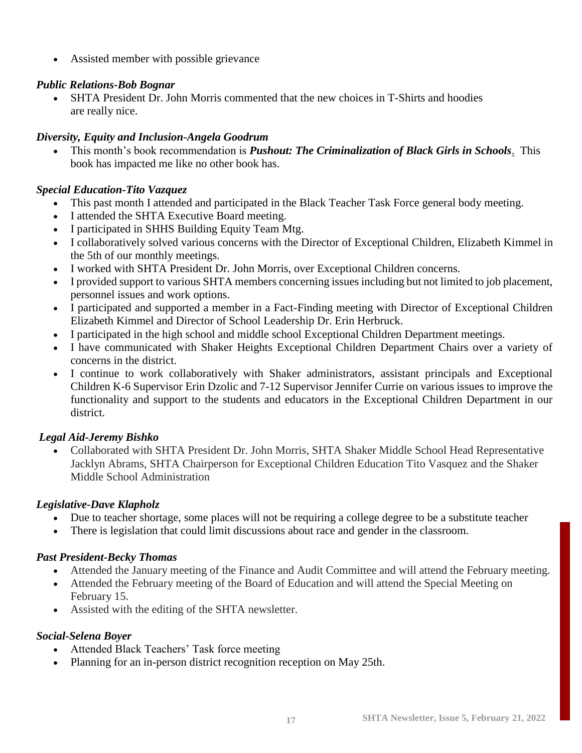- Assisted member with possible grievance

***Public Relations-Bob Bognar***

- SHTA President Dr. John Morris commented that the new choices in T-Shirts and hoodies are really nice.

***Diversity, Equity and Inclusion-Angela Goodrum***

- This month's book recommendation is ***Pushout: The Criminalization of Black Girls in Schools***. This book has impacted me like no other book has.

***Special Education-Tito Vazquez***

- This past month I attended and participated in the Black Teacher Task Force general body meeting.
- I attended the SHTA Executive Board meeting.
- I participated in SHHS Building Equity Team Mtg.
- I collaboratively solved various concerns with the Director of Exceptional Children, Elizabeth Kimmel in the 5th of our monthly meetings.
- I worked with SHTA President Dr. John Morris, over Exceptional Children concerns.
- I provided support to various SHTA members concerning issues including but not limited to job placement, personnel issues and work options.
- I participated and supported a member in a Fact-Finding meeting with Director of Exceptional Children Elizabeth Kimmel and Director of School Leadership Dr. Erin Herbruck.
- I participated in the high school and middle school Exceptional Children Department meetings.
- I have communicated with Shaker Heights Exceptional Children Department Chairs over a variety of concerns in the district.
- I continue to work collaboratively with Shaker administrators, assistant principals and Exceptional Children K-6 Supervisor Erin Dzolic and 7-12 Supervisor Jennifer Currie on various issues to improve the functionality and support to the students and educators in the Exceptional Children Department in our district.

***Legal Aid-Jeremy Bishko***

- Collaborated with SHTA President Dr. John Morris, SHTA Shaker Middle School Head Representative Jacklyn Abrams, SHTA Chairperson for Exceptional Children Education Tito Vasquez and the Shaker Middle School Administration

***Legislative-Dave Klapholz***

- Due to teacher shortage, some places will not be requiring a college degree to be a substitute teacher
- There is legislation that could limit discussions about race and gender in the classroom.

***Past President-Becky Thomas***

- Attended the January meeting of the Finance and Audit Committee and will attend the February meeting.
- Attended the February meeting of the Board of Education and will attend the Special Meeting on February 15.
- Assisted with the editing of the SHTA newsletter.

***Social-Selena Boyer***

- Attended Black Teachers' Task force meeting
- Planning for an in-person district recognition reception on May 25th.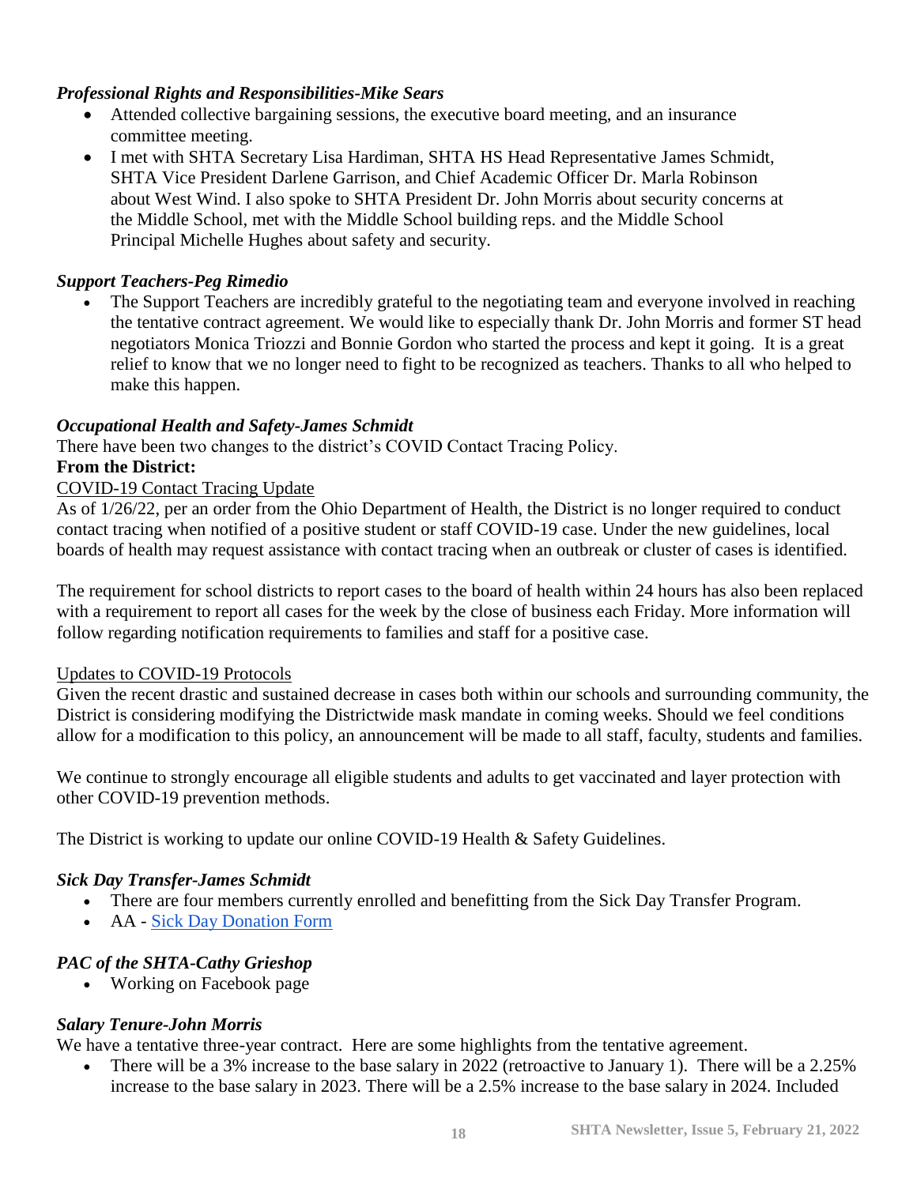***Professional Rights and Responsibilities-Mike Sears***

- Attended collective bargaining sessions, the executive board meeting, and an insurance committee meeting.
- I met with SHTA Secretary Lisa Hardiman, SHTA HS Head Representative James Schmidt, SHTA Vice President Darlene Garrison, and Chief Academic Officer Dr. Marla Robinson about West Wind. I also spoke to SHTA President Dr. John Morris about security concerns at the Middle School, met with the Middle School building reps. and the Middle School Principal Michelle Hughes about safety and security.

***Support Teachers-Peg Rimedio***

- The Support Teachers are incredibly grateful to the negotiating team and everyone involved in reaching the tentative contract agreement. We would like to especially thank Dr. John Morris and former ST head negotiators Monica Triozzi and Bonnie Gordon who started the process and kept it going. It is a great relief to know that we no longer need to fight to be recognized as teachers. Thanks to all who helped to make this happen.

***Occupational Health and Safety-James Schmidt***

There have been two changes to the district's COVID Contact Tracing Policy.

**From the District:**

COVID-19 Contact Tracing Update

As of 1/26/22, per an order from the Ohio Department of Health, the District is no longer required to conduct contact tracing when notified of a positive student or staff COVID-19 case. Under the new guidelines, local boards of health may request assistance with contact tracing when an outbreak or cluster of cases is identified.

The requirement for school districts to report cases to the board of health within 24 hours has also been replaced with a requirement to report all cases for the week by the close of business each Friday. More information will follow regarding notification requirements to families and staff for a positive case.

Updates to COVID-19 Protocols

Given the recent drastic and sustained decrease in cases both within our schools and surrounding community, the District is considering modifying the Districtwide mask mandate in coming weeks. Should we feel conditions allow for a modification to this policy, an announcement will be made to all staff, faculty, students and families.

We continue to strongly encourage all eligible students and adults to get vaccinated and layer protection with other COVID-19 prevention methods.

The District is working to update our online COVID-19 Health & Safety Guidelines.

***Sick Day Transfer-James Schmidt***

- There are four members currently enrolled and benefitting from the Sick Day Transfer Program.
- AA - Sick Day Donation Form

***PAC of the SHTA-Cathy Grieshop***

- Working on Facebook page

***Salary Tenure-John Morris***

We have a tentative three-year contract. Here are some highlights from the tentative agreement.

- There will be a 3% increase to the base salary in 2022 (retroactive to January 1). There will be a 2.25% increase to the base salary in 2023. There will be a 2.5% increase to the base salary in 2024. Included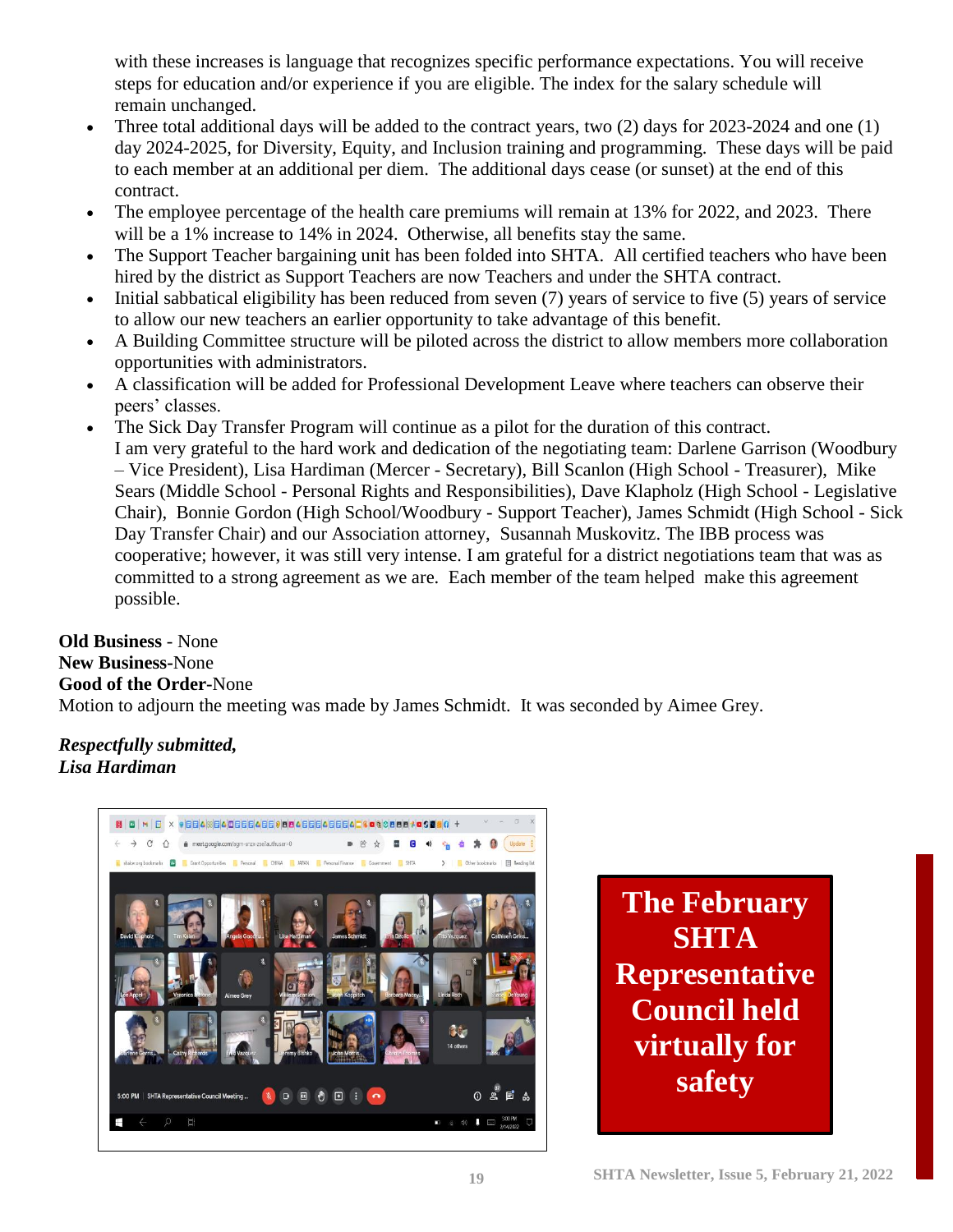with these increases is language that recognizes specific performance expectations. You will receive steps for education and/or experience if you are eligible. The index for the salary schedule will remain unchanged.

- Three total additional days will be added to the contract years, two (2) days for 2023-2024 and one (1) day 2024-2025, for Diversity, Equity, and Inclusion training and programming. These days will be paid to each member at an additional per diem. The additional days cease (or sunset) at the end of this contract.
- The employee percentage of the health care premiums will remain at 13% for 2022, and 2023. There will be a 1% increase to 14% in 2024. Otherwise, all benefits stay the same.
- The Support Teacher bargaining unit has been folded into SHTA. All certified teachers who have been hired by the district as Support Teachers are now Teachers and under the SHTA contract.
- Initial sabbatical eligibility has been reduced from seven (7) years of service to five (5) years of service to allow our new teachers an earlier opportunity to take advantage of this benefit.
- A Building Committee structure will be piloted across the district to allow members more collaboration opportunities with administrators.
- A classification will be added for Professional Development Leave where teachers can observe their peers' classes.
- The Sick Day Transfer Program will continue as a pilot for the duration of this contract.

  I am very grateful to the hard work and dedication of the negotiating team: Darlene Garrison (Woodbury – Vice President), Lisa Hardiman (Mercer - Secretary), Bill Scanlon (High School - Treasurer), Mike Sears (Middle School - Personal Rights and Responsibilities), Dave Klapholz (High School - Legislative Chair), Bonnie Gordon (High School/Woodbury - Support Teacher), James Schmidt (High School - Sick Day Transfer Chair) and our Association attorney, Susannah Muskovitz. The IBB process was cooperative; however, it was still very intense. I am grateful for a district negotiations team that was as committed to a strong agreement as we are. Each member of the team helped make this agreement possible.

**Old Business** - None
**New Business**-None
**Good of the Order**-None
Motion to adjourn the meeting was made by James Schmidt. It was seconded by Aimee Grey.

***Respectfully submitted,***
***Lisa Hardiman***

**The February SHTA Representative Council held virtually for safety**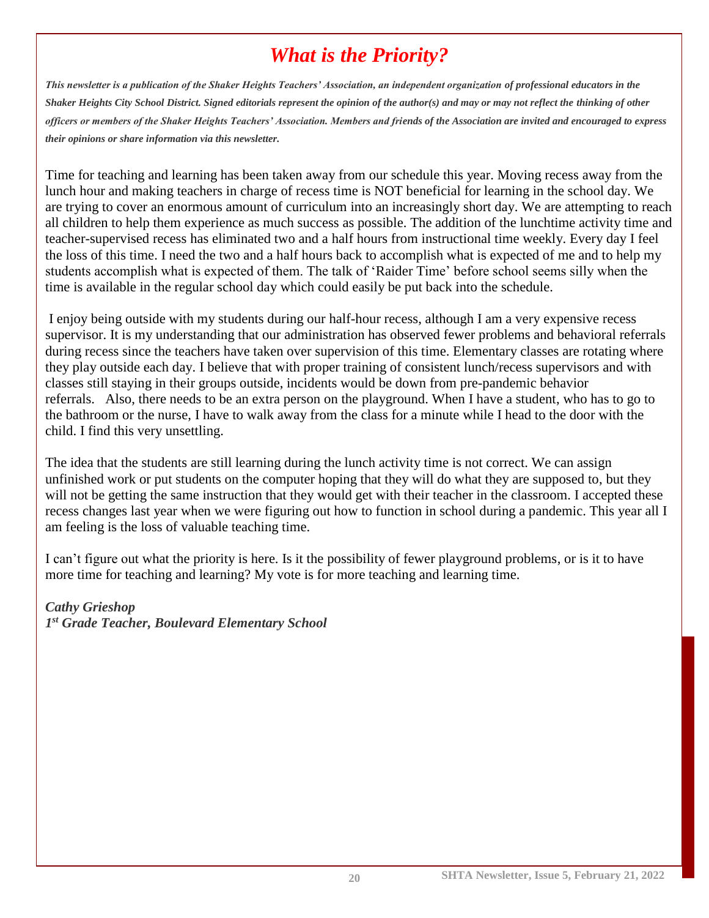# *What is the Priority?*

***This newsletter is a publication of the Shaker Heights Teachers' Association, an independent organization of professional educators in the Shaker Heights City School District. Signed editorials represent the opinion of the author(s) and may or may not reflect the thinking of other officers or members of the Shaker Heights Teachers' Association. Members and friends of the Association are invited and encouraged to express their opinions or share information via this newsletter.***

Time for teaching and learning has been taken away from our schedule this year. Moving recess away from the lunch hour and making teachers in charge of recess time is NOT beneficial for learning in the school day. We are trying to cover an enormous amount of curriculum into an increasingly short day. We are attempting to reach all children to help them experience as much success as possible. The addition of the lunchtime activity time and teacher-supervised recess has eliminated two and a half hours from instructional time weekly. Every day I feel the loss of this time. I need the two and a half hours back to accomplish what is expected of me and to help my students accomplish what is expected of them. The talk of 'Raider Time' before school seems silly when the time is available in the regular school day which could easily be put back into the schedule.

I enjoy being outside with my students during our half-hour recess, although I am a very expensive recess supervisor. It is my understanding that our administration has observed fewer problems and behavioral referrals during recess since the teachers have taken over supervision of this time. Elementary classes are rotating where they play outside each day. I believe that with proper training of consistent lunch/recess supervisors and with classes still staying in their groups outside, incidents would be down from pre-pandemic behavior referrals. Also, there needs to be an extra person on the playground. When I have a student, who has to go to the bathroom or the nurse, I have to walk away from the class for a minute while I head to the door with the child. I find this very unsettling.

The idea that the students are still learning during the lunch activity time is not correct. We can assign unfinished work or put students on the computer hoping that they will do what they are supposed to, but they will not be getting the same instruction that they would get with their teacher in the classroom. I accepted these recess changes last year when we were figuring out how to function in school during a pandemic. This year all I am feeling is the loss of valuable teaching time.

I can't figure out what the priority is here. Is it the possibility of fewer playground problems, or is it to have more time for teaching and learning? My vote is for more teaching and learning time.

***Cathy Grieshop***
***1st Grade Teacher, Boulevard Elementary School***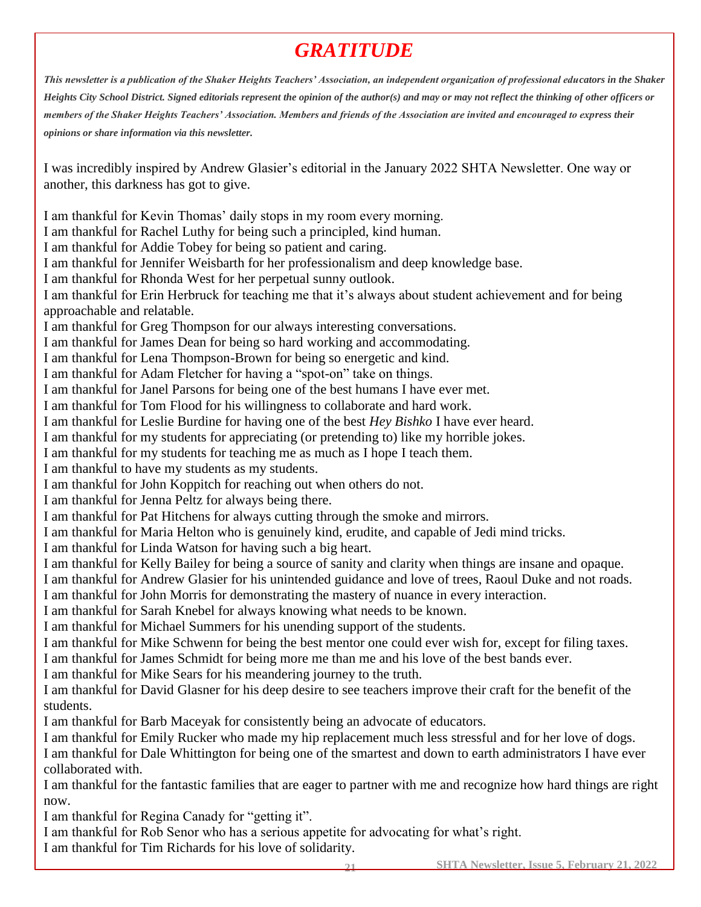# *GRATITUDE*

***This newsletter is a publication of the Shaker Heights Teachers' Association, an independent organization of professional educators in the Shaker Heights City School District. Signed editorials represent the opinion of the author(s) and may or may not reflect the thinking of other officers or members of the Shaker Heights Teachers' Association. Members and friends of the Association are invited and encouraged to express their opinions or share information via this newsletter.***

I was incredibly inspired by Andrew Glasier's editorial in the January 2022 SHTA Newsletter. One way or another, this darkness has got to give.

I am thankful for Kevin Thomas' daily stops in my room every morning.
I am thankful for Rachel Luthy for being such a principled, kind human.
I am thankful for Addie Tobey for being so patient and caring.
I am thankful for Jennifer Weisbarth for her professionalism and deep knowledge base.
I am thankful for Rhonda West for her perpetual sunny outlook.
I am thankful for Erin Herbruck for teaching me that it's always about student achievement and for being approachable and relatable.
I am thankful for Greg Thompson for our always interesting conversations.
I am thankful for James Dean for being so hard working and accommodating.
I am thankful for Lena Thompson-Brown for being so energetic and kind.
I am thankful for Adam Fletcher for having a "spot-on" take on things.
I am thankful for Janel Parsons for being one of the best humans I have ever met.
I am thankful for Tom Flood for his willingness to collaborate and hard work.
I am thankful for Leslie Burdine for having one of the best *Hey Bishko* I have ever heard.
I am thankful for my students for appreciating (or pretending to) like my horrible jokes.
I am thankful for my students for teaching me as much as I hope I teach them.
I am thankful to have my students as my students.
I am thankful for John Koppitch for reaching out when others do not.
I am thankful for Jenna Peltz for always being there.
I am thankful for Pat Hitchens for always cutting through the smoke and mirrors.
I am thankful for Maria Helton who is genuinely kind, erudite, and capable of Jedi mind tricks.
I am thankful for Linda Watson for having such a big heart.
I am thankful for Kelly Bailey for being a source of sanity and clarity when things are insane and opaque.
I am thankful for Andrew Glasier for his unintended guidance and love of trees, Raoul Duke and not roads.
I am thankful for John Morris for demonstrating the mastery of nuance in every interaction.
I am thankful for Sarah Knebel for always knowing what needs to be known.
I am thankful for Michael Summers for his unending support of the students.
I am thankful for Mike Schwenn for being the best mentor one could ever wish for, except for filing taxes.
I am thankful for James Schmidt for being more me than me and his love of the best bands ever.
I am thankful for Mike Sears for his meandering journey to the truth.
I am thankful for David Glasner for his deep desire to see teachers improve their craft for the benefit of the students.
I am thankful for Barb Maceyak for consistently being an advocate of educators.
I am thankful for Emily Rucker who made my hip replacement much less stressful and for her love of dogs.
I am thankful for Dale Whittington for being one of the smartest and down to earth administrators I have ever collaborated with.
I am thankful for the fantastic families that are eager to partner with me and recognize how hard things are right now.
I am thankful for Regina Canady for "getting it".
I am thankful for Rob Senor who has a serious appetite for advocating for what's right.
I am thankful for Tim Richards for his love of solidarity.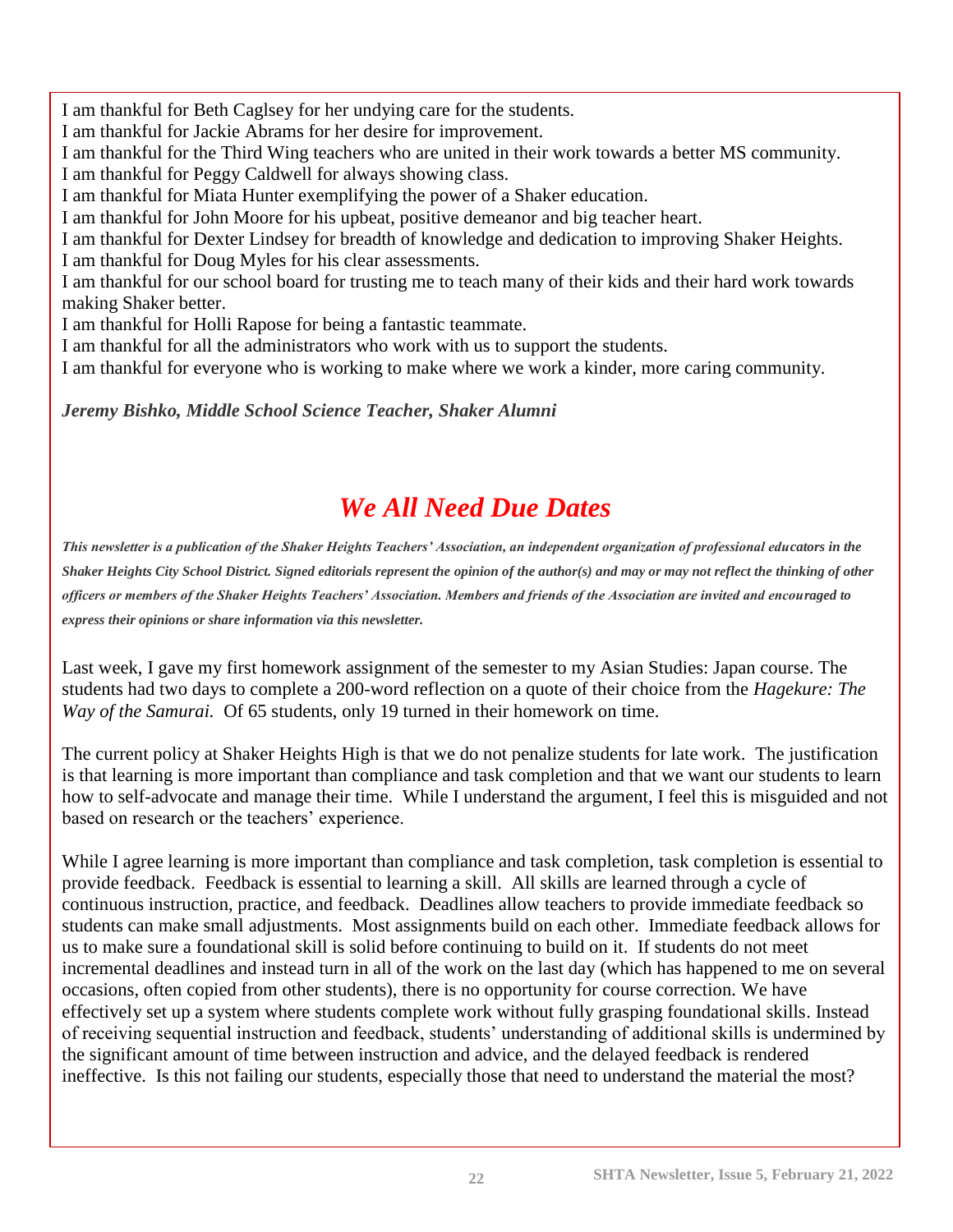I am thankful for Beth Caglsey for her undying care for the students.
I am thankful for Jackie Abrams for her desire for improvement.
I am thankful for the Third Wing teachers who are united in their work towards a better MS community.
I am thankful for Peggy Caldwell for always showing class.
I am thankful for Miata Hunter exemplifying the power of a Shaker education.
I am thankful for John Moore for his upbeat, positive demeanor and big teacher heart.
I am thankful for Dexter Lindsey for breadth of knowledge and dedication to improving Shaker Heights.
I am thankful for Doug Myles for his clear assessments.
I am thankful for our school board for trusting me to teach many of their kids and their hard work towards making Shaker better.
I am thankful for Holli Rapose for being a fantastic teammate.
I am thankful for all the administrators who work with us to support the students.
I am thankful for everyone who is working to make where we work a kinder, more caring community.

***Jeremy Bishko, Middle School Science Teacher, Shaker Alumni***

# *We All Need Due Dates*

***This newsletter is a publication of the Shaker Heights Teachers' Association, an independent organization of professional educators in the Shaker Heights City School District. Signed editorials represent the opinion of the author(s) and may or may not reflect the thinking of other officers or members of the Shaker Heights Teachers' Association. Members and friends of the Association are invited and encouraged to express their opinions or share information via this newsletter.***

Last week, I gave my first homework assignment of the semester to my Asian Studies: Japan course. The students had two days to complete a 200-word reflection on a quote of their choice from the *Hagekure: The Way of the Samurai.* Of 65 students, only 19 turned in their homework on time.

The current policy at Shaker Heights High is that we do not penalize students for late work. The justification is that learning is more important than compliance and task completion and that we want our students to learn how to self-advocate and manage their time. While I understand the argument, I feel this is misguided and not based on research or the teachers' experience.

While I agree learning is more important than compliance and task completion, task completion is essential to provide feedback. Feedback is essential to learning a skill. All skills are learned through a cycle of continuous instruction, practice, and feedback. Deadlines allow teachers to provide immediate feedback so students can make small adjustments. Most assignments build on each other. Immediate feedback allows for us to make sure a foundational skill is solid before continuing to build on it. If students do not meet incremental deadlines and instead turn in all of the work on the last day (which has happened to me on several occasions, often copied from other students), there is no opportunity for course correction. We have effectively set up a system where students complete work without fully grasping foundational skills. Instead of receiving sequential instruction and feedback, students' understanding of additional skills is undermined by the significant amount of time between instruction and advice, and the delayed feedback is rendered ineffective. Is this not failing our students, especially those that need to understand the material the most?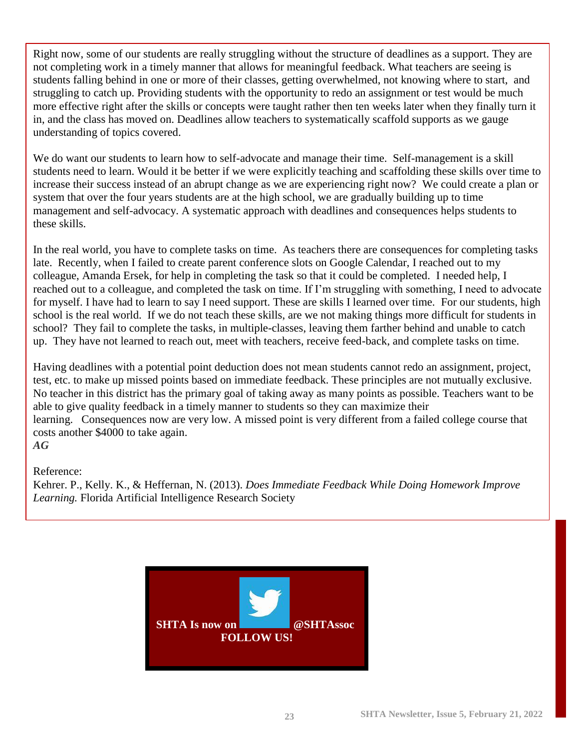Right now, some of our students are really struggling without the structure of deadlines as a support. They are not completing work in a timely manner that allows for meaningful feedback. What teachers are seeing is students falling behind in one or more of their classes, getting overwhelmed, not knowing where to start, and struggling to catch up. Providing students with the opportunity to redo an assignment or test would be much more effective right after the skills or concepts were taught rather then ten weeks later when they finally turn it in, and the class has moved on. Deadlines allow teachers to systematically scaffold supports as we gauge understanding of topics covered.

We do want our students to learn how to self-advocate and manage their time. Self-management is a skill students need to learn. Would it be better if we were explicitly teaching and scaffolding these skills over time to increase their success instead of an abrupt change as we are experiencing right now? We could create a plan or system that over the four years students are at the high school, we are gradually building up to time management and self-advocacy. A systematic approach with deadlines and consequences helps students to these skills.

In the real world, you have to complete tasks on time. As teachers there are consequences for completing tasks late. Recently, when I failed to create parent conference slots on Google Calendar, I reached out to my colleague, Amanda Ersek, for help in completing the task so that it could be completed. I needed help, I reached out to a colleague, and completed the task on time. If I'm struggling with something, I need to advocate for myself. I have had to learn to say I need support. These are skills I learned over time. For our students, high school is the real world. If we do not teach these skills, are we not making things more difficult for students in school? They fail to complete the tasks, in multiple-classes, leaving them farther behind and unable to catch up. They have not learned to reach out, meet with teachers, receive feed-back, and complete tasks on time.

Having deadlines with a potential point deduction does not mean students cannot redo an assignment, project, test, etc. to make up missed points based on immediate feedback. These principles are not mutually exclusive. No teacher in this district has the primary goal of taking away as many points as possible. Teachers want to be able to give quality feedback in a timely manner to students so they can maximize their learning. Consequences now are very low. A missed point is very different from a failed college course that costs another $4000 to take again.

***AG***

Reference:

Kehrer. P., Kelly. K., & Heffernan, N. (2013). *Does Immediate Feedback While Doing Homework Improve Learning.* Florida Artificial Intelligence Research Society

**SHTA Is now on @SHTAssoc**
**FOLLOW US!**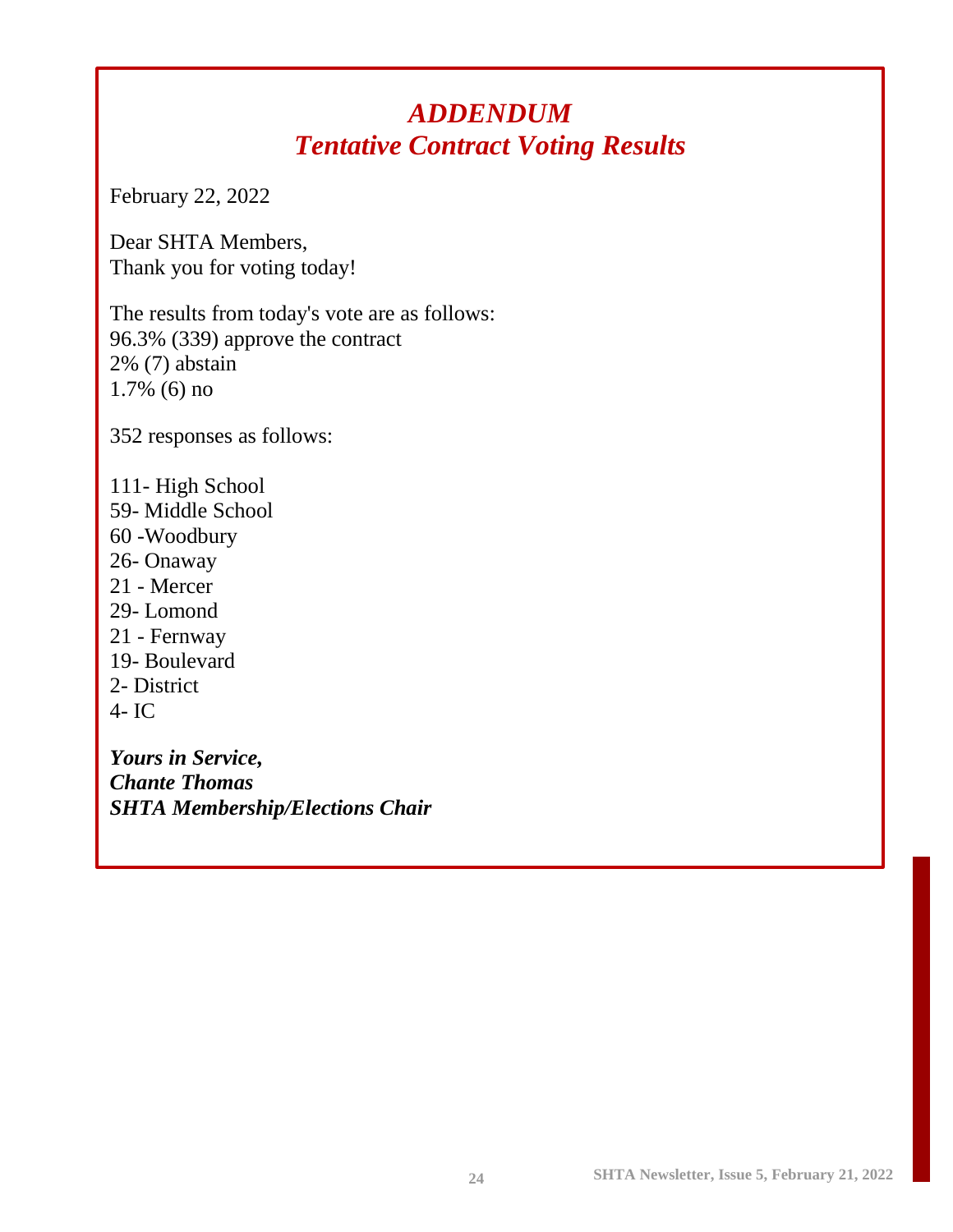# *ADDENDUM*
# *Tentative Contract Voting Results*

February 22, 2022

Dear SHTA Members,
Thank you for voting today!

The results from today's vote are as follows:
96.3% (339) approve the contract
2% (7) abstain
1.7% (6) no

352 responses as follows:

111- High School
59- Middle School
60 -Woodbury
26- Onaway
21 - Mercer
29- Lomond
21 - Fernway
19- Boulevard
2- District
4- IC

***Yours in Service,***
***Chante Thomas***
***SHTA Membership/Elections Chair***